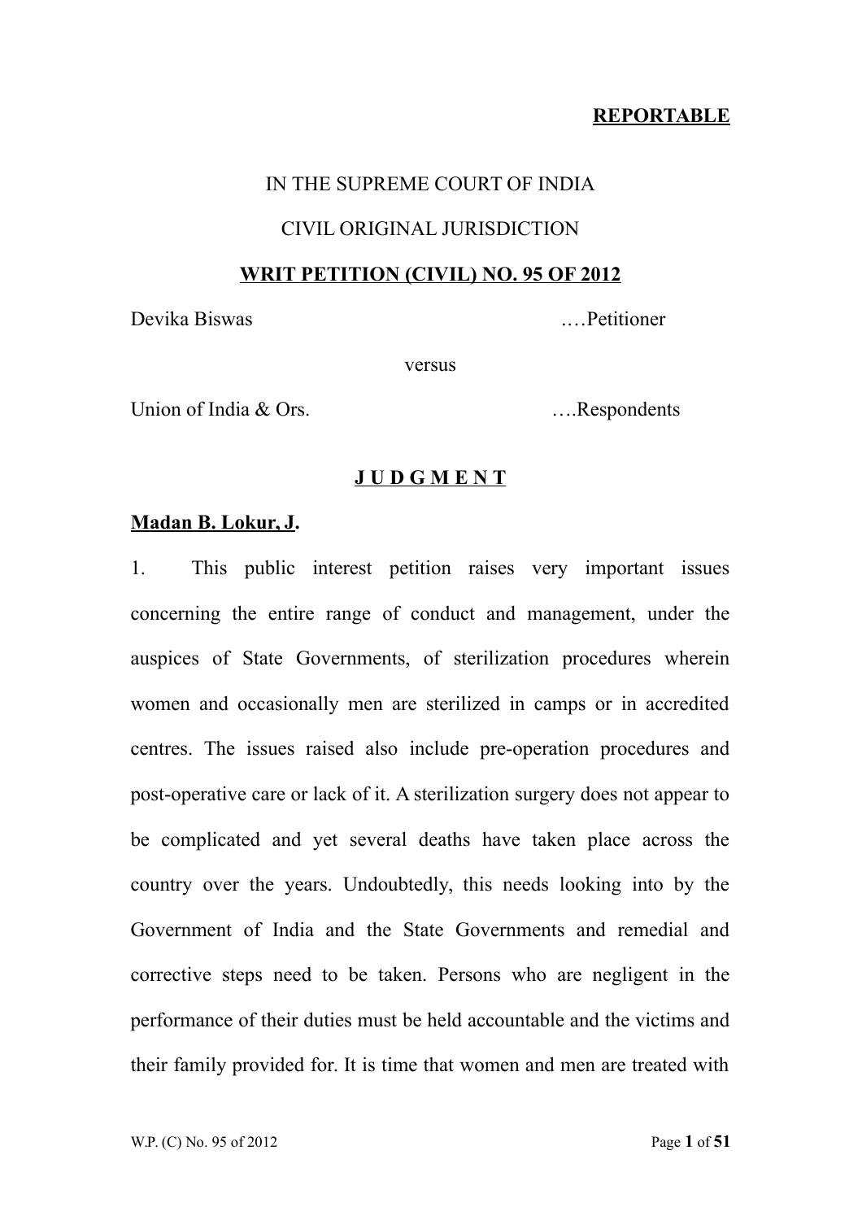**REPORTABLE**

IN THE SUPREME COURT OF INDIA

CIVIL ORIGINAL JURISDICTION

**WRIT PETITION (CIVIL) NO. 95 OF 2012**

Devika Biswas ….Petitioner

versus

Union of India & Ors. ….Respondents

**J U D G M E N T**

**Madan B. Lokur, J.**

1. This public interest petition raises very important issues concerning the entire range of conduct and management, under the auspices of State Governments, of sterilization procedures wherein women and occasionally men are sterilized in camps or in accredited centres. The issues raised also include pre-operation procedures and post-operative care or lack of it. A sterilization surgery does not appear to be complicated and yet several deaths have taken place across the country over the years. Undoubtedly, this needs looking into by the Government of India and the State Governments and remedial and corrective steps need to be taken. Persons who are negligent in the performance of their duties must be held accountable and the victims and their family provided for. It is time that women and men are treated with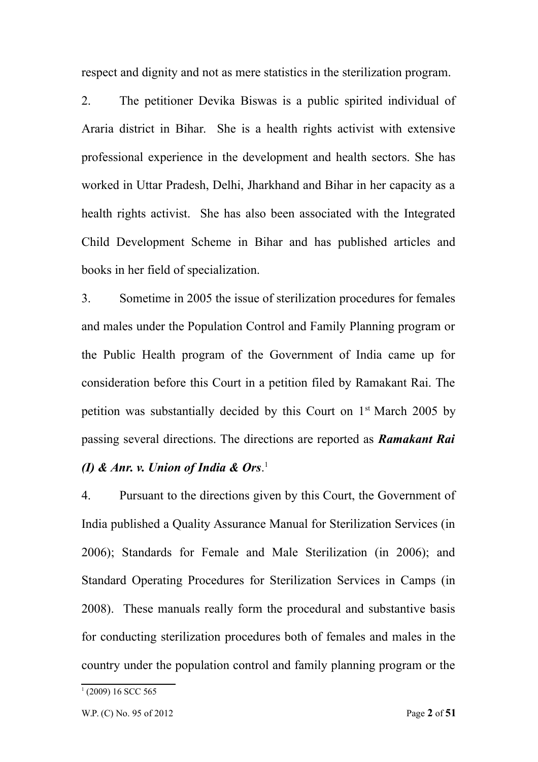respect and dignity and not as mere statistics in the sterilization program.

2. The petitioner Devika Biswas is a public spirited individual of Araria district in Bihar. She is a health rights activist with extensive professional experience in the development and health sectors. She has worked in Uttar Pradesh, Delhi, Jharkhand and Bihar in her capacity as a health rights activist. She has also been associated with the Integrated Child Development Scheme in Bihar and has published articles and books in her field of specialization.

3. Sometime in 2005 the issue of sterilization procedures for females and males under the Population Control and Family Planning program or the Public Health program of the Government of India came up for consideration before this Court in a petition filed by Ramakant Rai. The petition was substantially decided by this Court on 1st March 2005 by passing several directions. The directions are reported as ***Ramakant Rai (I) & Anr. v. Union of India & Ors***.[1]

4. Pursuant to the directions given by this Court, the Government of India published a Quality Assurance Manual for Sterilization Services (in 2006); Standards for Female and Male Sterilization (in 2006); and Standard Operating Procedures for Sterilization Services in Camps (in 2008). These manuals really form the procedural and substantive basis for conducting sterilization procedures both of females and males in the country under the population control and family planning program or the

[1] (2009) 16 SCC 565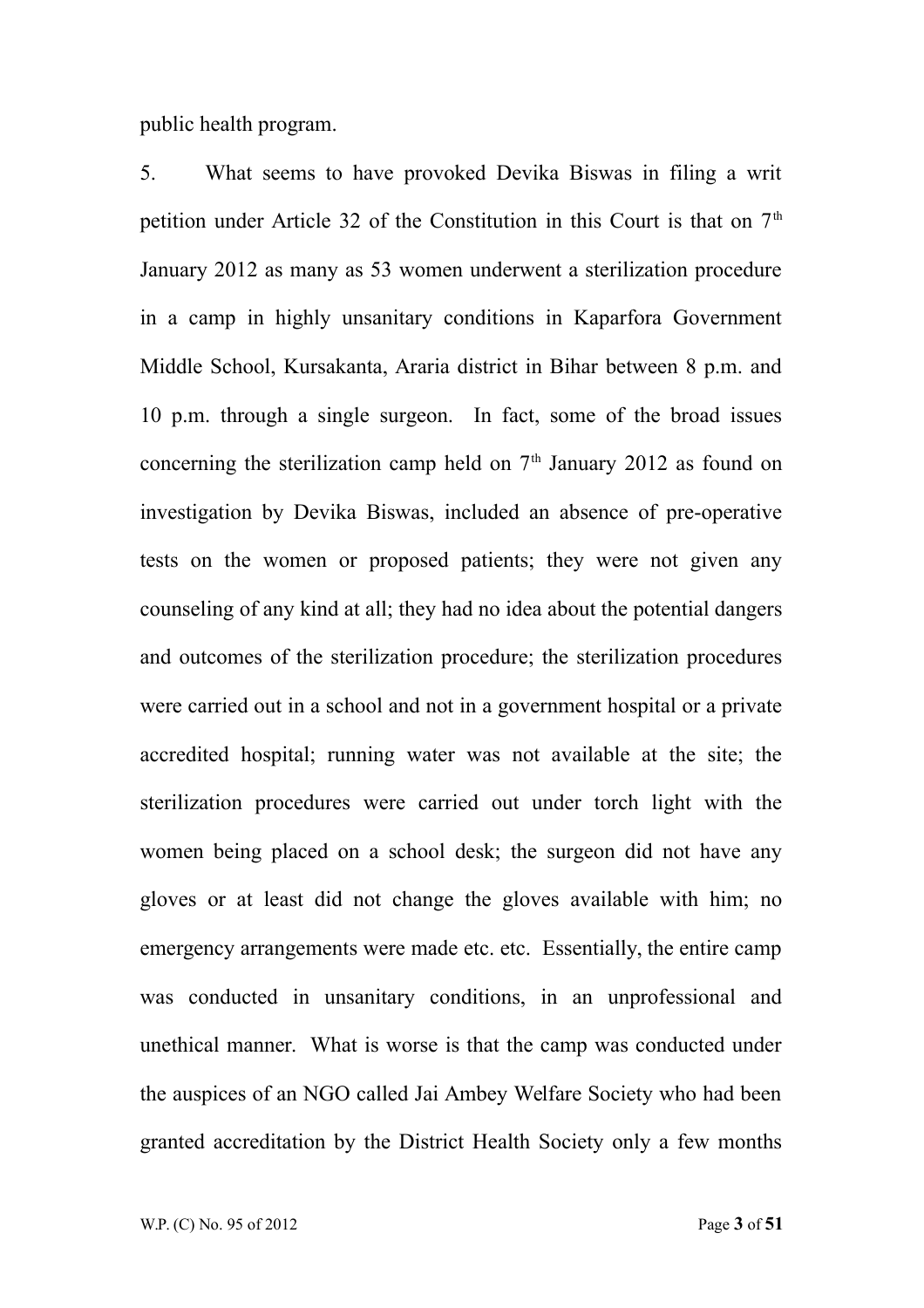public health program.

5. What seems to have provoked Devika Biswas in filing a writ petition under Article 32 of the Constitution in this Court is that on 7th January 2012 as many as 53 women underwent a sterilization procedure in a camp in highly unsanitary conditions in Kaparfora Government Middle School, Kursakanta, Araria district in Bihar between 8 p.m. and 10 p.m. through a single surgeon. In fact, some of the broad issues concerning the sterilization camp held on 7th January 2012 as found on investigation by Devika Biswas, included an absence of pre-operative tests on the women or proposed patients; they were not given any counseling of any kind at all; they had no idea about the potential dangers and outcomes of the sterilization procedure; the sterilization procedures were carried out in a school and not in a government hospital or a private accredited hospital; running water was not available at the site; the sterilization procedures were carried out under torch light with the women being placed on a school desk; the surgeon did not have any gloves or at least did not change the gloves available with him; no emergency arrangements were made etc. etc. Essentially, the entire camp was conducted in unsanitary conditions, in an unprofessional and unethical manner. What is worse is that the camp was conducted under the auspices of an NGO called Jai Ambey Welfare Society who had been granted accreditation by the District Health Society only a few months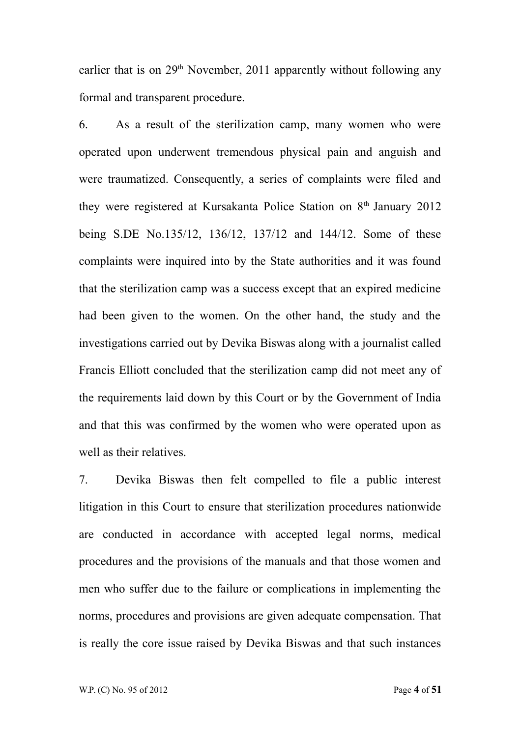earlier that is on 29th November, 2011 apparently without following any formal and transparent procedure.

6. As a result of the sterilization camp, many women who were operated upon underwent tremendous physical pain and anguish and were traumatized. Consequently, a series of complaints were filed and they were registered at Kursakanta Police Station on 8th January 2012 being S.DE No.135/12, 136/12, 137/12 and 144/12. Some of these complaints were inquired into by the State authorities and it was found that the sterilization camp was a success except that an expired medicine had been given to the women. On the other hand, the study and the investigations carried out by Devika Biswas along with a journalist called Francis Elliott concluded that the sterilization camp did not meet any of the requirements laid down by this Court or by the Government of India and that this was confirmed by the women who were operated upon as well as their relatives.

7. Devika Biswas then felt compelled to file a public interest litigation in this Court to ensure that sterilization procedures nationwide are conducted in accordance with accepted legal norms, medical procedures and the provisions of the manuals and that those women and men who suffer due to the failure or complications in implementing the norms, procedures and provisions are given adequate compensation. That is really the core issue raised by Devika Biswas and that such instances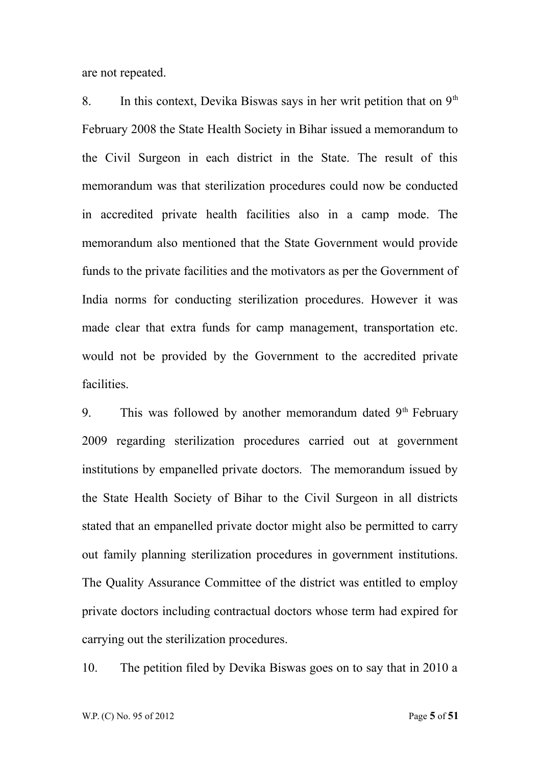are not repeated.

8. In this context, Devika Biswas says in her writ petition that on 9th February 2008 the State Health Society in Bihar issued a memorandum to the Civil Surgeon in each district in the State. The result of this memorandum was that sterilization procedures could now be conducted in accredited private health facilities also in a camp mode. The memorandum also mentioned that the State Government would provide funds to the private facilities and the motivators as per the Government of India norms for conducting sterilization procedures. However it was made clear that extra funds for camp management, transportation etc. would not be provided by the Government to the accredited private facilities.

9. This was followed by another memorandum dated 9th February 2009 regarding sterilization procedures carried out at government institutions by empanelled private doctors. The memorandum issued by the State Health Society of Bihar to the Civil Surgeon in all districts stated that an empanelled private doctor might also be permitted to carry out family planning sterilization procedures in government institutions. The Quality Assurance Committee of the district was entitled to employ private doctors including contractual doctors whose term had expired for carrying out the sterilization procedures.

10. The petition filed by Devika Biswas goes on to say that in 2010 a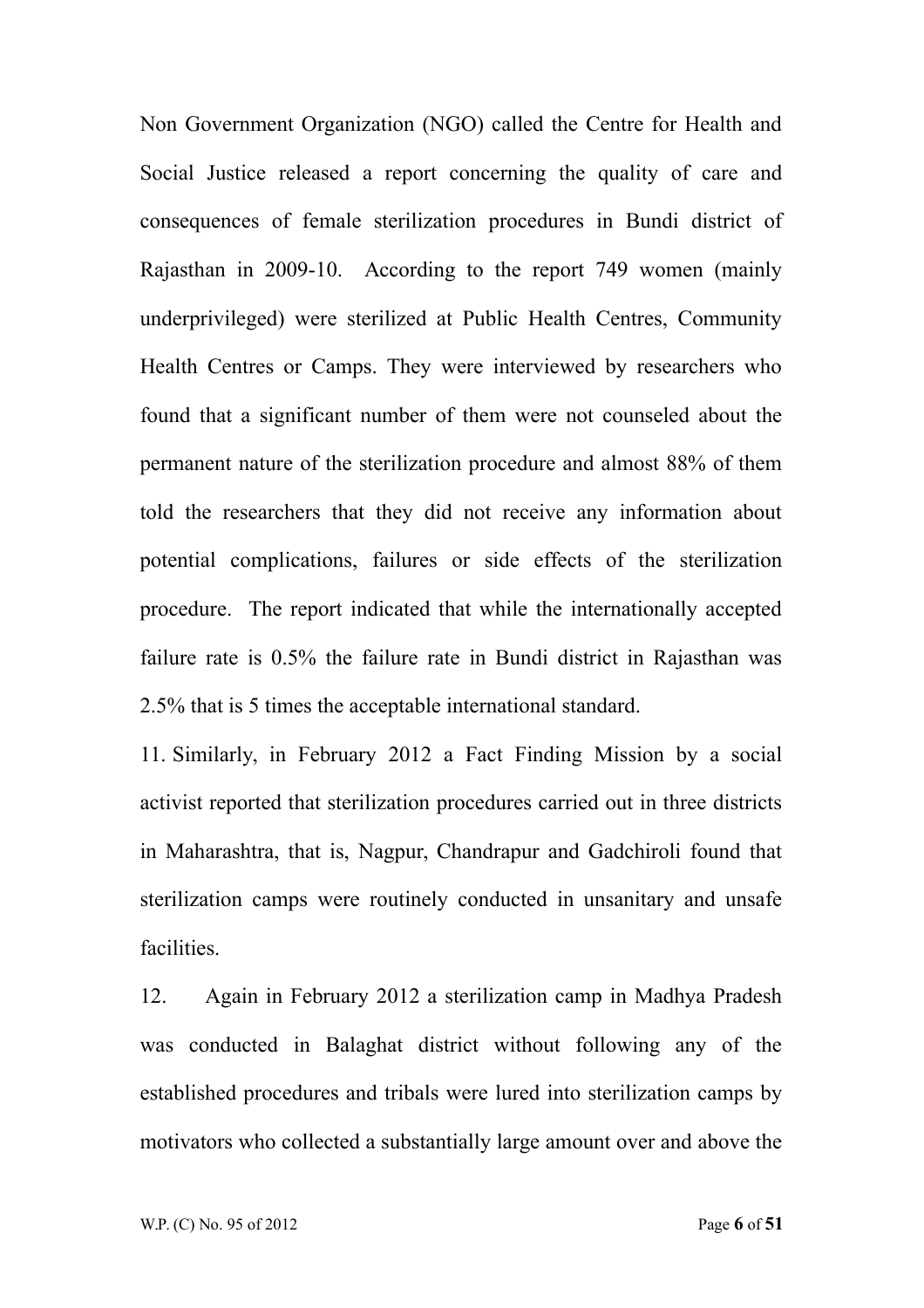Non Government Organization (NGO) called the Centre for Health and Social Justice released a report concerning the quality of care and consequences of female sterilization procedures in Bundi district of Rajasthan in 2009-10. According to the report 749 women (mainly underprivileged) were sterilized at Public Health Centres, Community Health Centres or Camps. They were interviewed by researchers who found that a significant number of them were not counseled about the permanent nature of the sterilization procedure and almost 88% of them told the researchers that they did not receive any information about potential complications, failures or side effects of the sterilization procedure. The report indicated that while the internationally accepted failure rate is 0.5% the failure rate in Bundi district in Rajasthan was 2.5% that is 5 times the acceptable international standard.

11. Similarly, in February 2012 a Fact Finding Mission by a social activist reported that sterilization procedures carried out in three districts in Maharashtra, that is, Nagpur, Chandrapur and Gadchiroli found that sterilization camps were routinely conducted in unsanitary and unsafe facilities.

12. Again in February 2012 a sterilization camp in Madhya Pradesh was conducted in Balaghat district without following any of the established procedures and tribals were lured into sterilization camps by motivators who collected a substantially large amount over and above the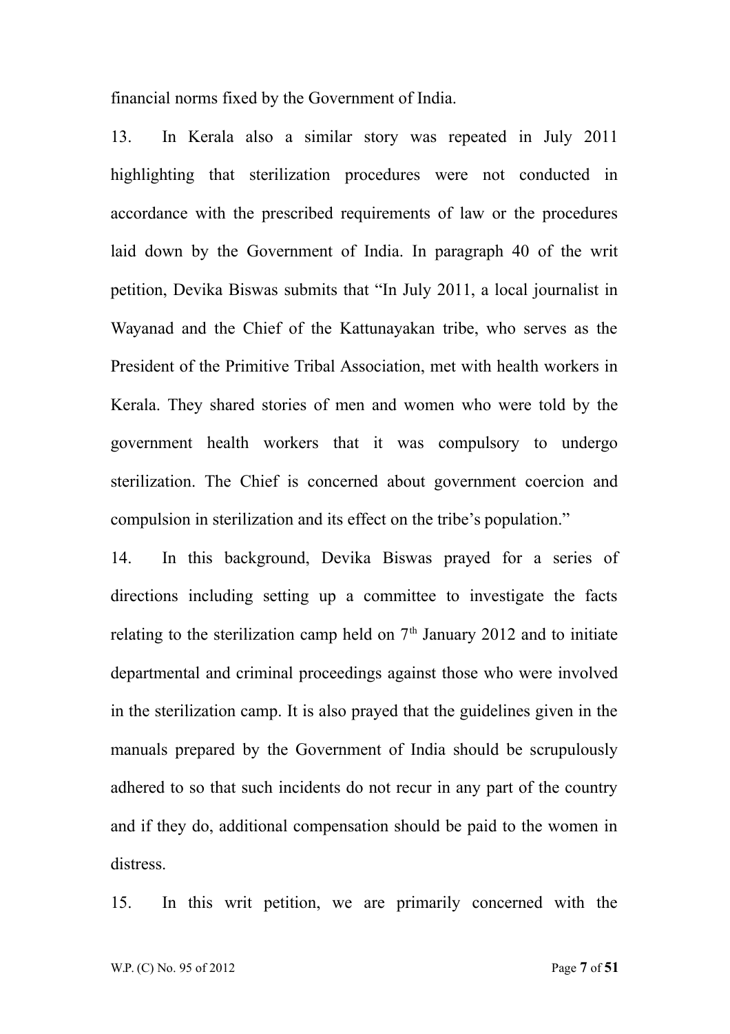financial norms fixed by the Government of India.

13. In Kerala also a similar story was repeated in July 2011 highlighting that sterilization procedures were not conducted in accordance with the prescribed requirements of law or the procedures laid down by the Government of India. In paragraph 40 of the writ petition, Devika Biswas submits that "In July 2011, a local journalist in Wayanad and the Chief of the Kattunayakan tribe, who serves as the President of the Primitive Tribal Association, met with health workers in Kerala. They shared stories of men and women who were told by the government health workers that it was compulsory to undergo sterilization. The Chief is concerned about government coercion and compulsion in sterilization and its effect on the tribe's population."

14. In this background, Devika Biswas prayed for a series of directions including setting up a committee to investigate the facts relating to the sterilization camp held on 7th January 2012 and to initiate departmental and criminal proceedings against those who were involved in the sterilization camp. It is also prayed that the guidelines given in the manuals prepared by the Government of India should be scrupulously adhered to so that such incidents do not recur in any part of the country and if they do, additional compensation should be paid to the women in distress.

15. In this writ petition, we are primarily concerned with the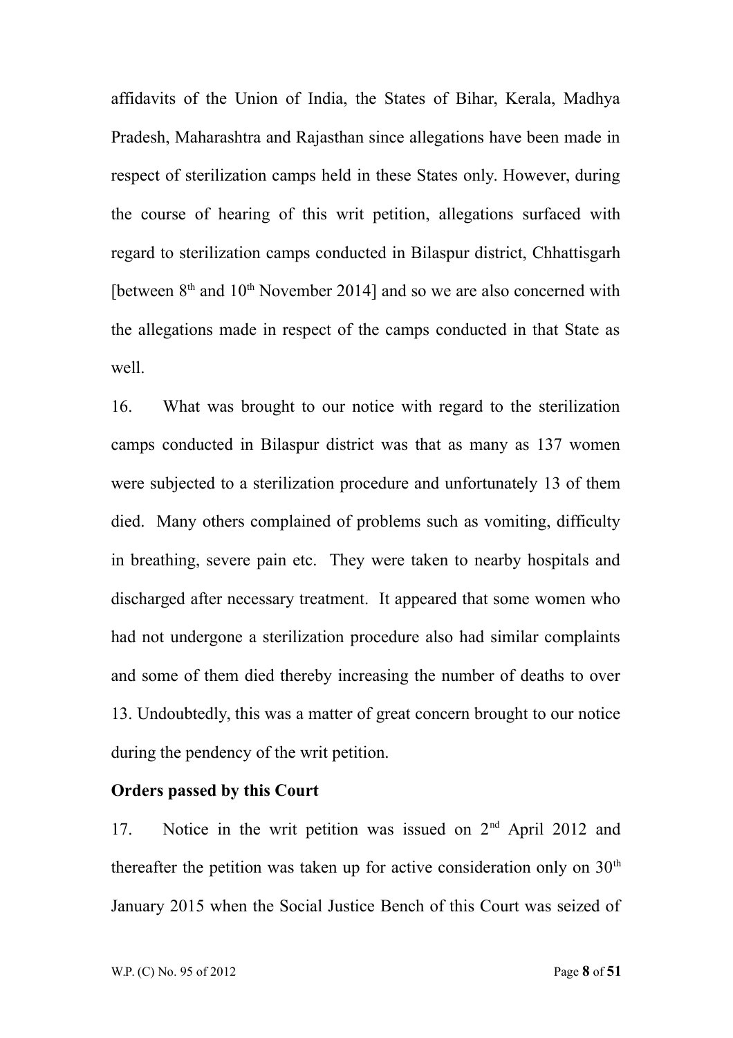affidavits of the Union of India, the States of Bihar, Kerala, Madhya Pradesh, Maharashtra and Rajasthan since allegations have been made in respect of sterilization camps held in these States only. However, during the course of hearing of this writ petition, allegations surfaced with regard to sterilization camps conducted in Bilaspur district, Chhattisgarh [between 8th and 10th November 2014] and so we are also concerned with the allegations made in respect of the camps conducted in that State as well.

16. What was brought to our notice with regard to the sterilization camps conducted in Bilaspur district was that as many as 137 women were subjected to a sterilization procedure and unfortunately 13 of them died. Many others complained of problems such as vomiting, difficulty in breathing, severe pain etc. They were taken to nearby hospitals and discharged after necessary treatment. It appeared that some women who had not undergone a sterilization procedure also had similar complaints and some of them died thereby increasing the number of deaths to over 13. Undoubtedly, this was a matter of great concern brought to our notice during the pendency of the writ petition.

**Orders passed by this Court**

17. Notice in the writ petition was issued on 2nd April 2012 and thereafter the petition was taken up for active consideration only on 30th January 2015 when the Social Justice Bench of this Court was seized of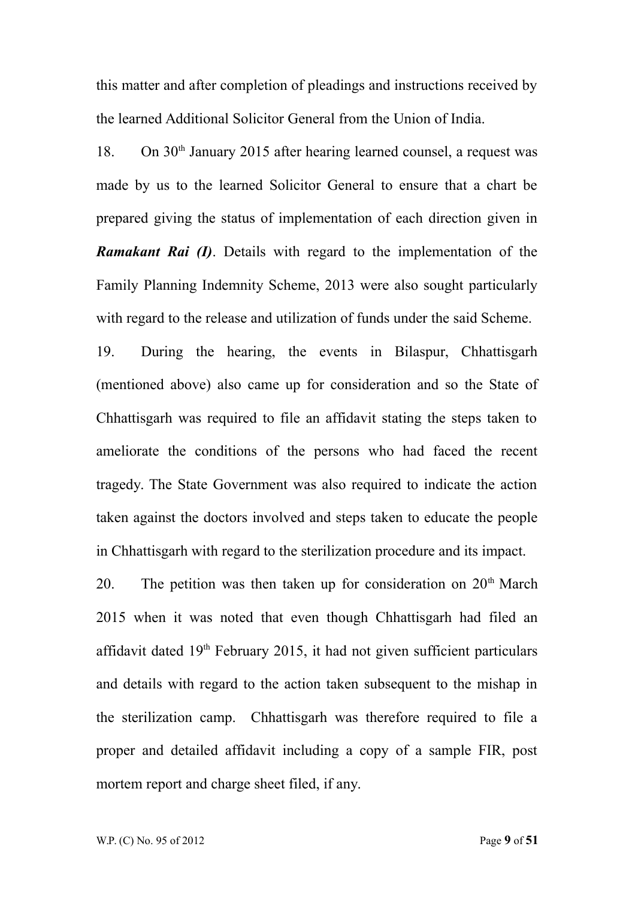this matter and after completion of pleadings and instructions received by the learned Additional Solicitor General from the Union of India.

18. On 30th January 2015 after hearing learned counsel, a request was made by us to the learned Solicitor General to ensure that a chart be prepared giving the status of implementation of each direction given in ***Ramakant Rai (I)***. Details with regard to the implementation of the Family Planning Indemnity Scheme, 2013 were also sought particularly with regard to the release and utilization of funds under the said Scheme.

19. During the hearing, the events in Bilaspur, Chhattisgarh (mentioned above) also came up for consideration and so the State of Chhattisgarh was required to file an affidavit stating the steps taken to ameliorate the conditions of the persons who had faced the recent tragedy. The State Government was also required to indicate the action taken against the doctors involved and steps taken to educate the people in Chhattisgarh with regard to the sterilization procedure and its impact.

20. The petition was then taken up for consideration on 20th March 2015 when it was noted that even though Chhattisgarh had filed an affidavit dated 19th February 2015, it had not given sufficient particulars and details with regard to the action taken subsequent to the mishap in the sterilization camp. Chhattisgarh was therefore required to file a proper and detailed affidavit including a copy of a sample FIR, post mortem report and charge sheet filed, if any.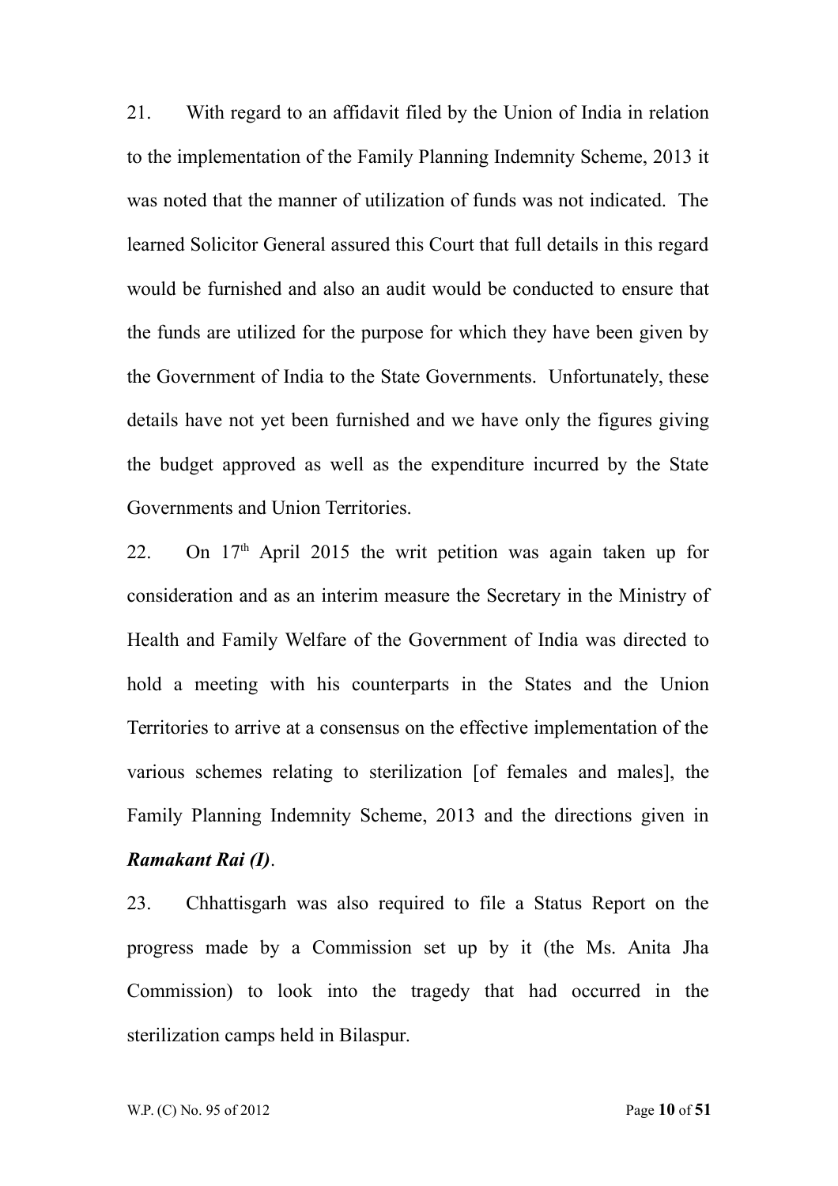21. With regard to an affidavit filed by the Union of India in relation to the implementation of the Family Planning Indemnity Scheme, 2013 it was noted that the manner of utilization of funds was not indicated. The learned Solicitor General assured this Court that full details in this regard would be furnished and also an audit would be conducted to ensure that the funds are utilized for the purpose for which they have been given by the Government of India to the State Governments. Unfortunately, these details have not yet been furnished and we have only the figures giving the budget approved as well as the expenditure incurred by the State Governments and Union Territories.

22. On 17th April 2015 the writ petition was again taken up for consideration and as an interim measure the Secretary in the Ministry of Health and Family Welfare of the Government of India was directed to hold a meeting with his counterparts in the States and the Union Territories to arrive at a consensus on the effective implementation of the various schemes relating to sterilization [of females and males], the Family Planning Indemnity Scheme, 2013 and the directions given in ***Ramakant Rai (I)***.

23. Chhattisgarh was also required to file a Status Report on the progress made by a Commission set up by it (the Ms. Anita Jha Commission) to look into the tragedy that had occurred in the sterilization camps held in Bilaspur.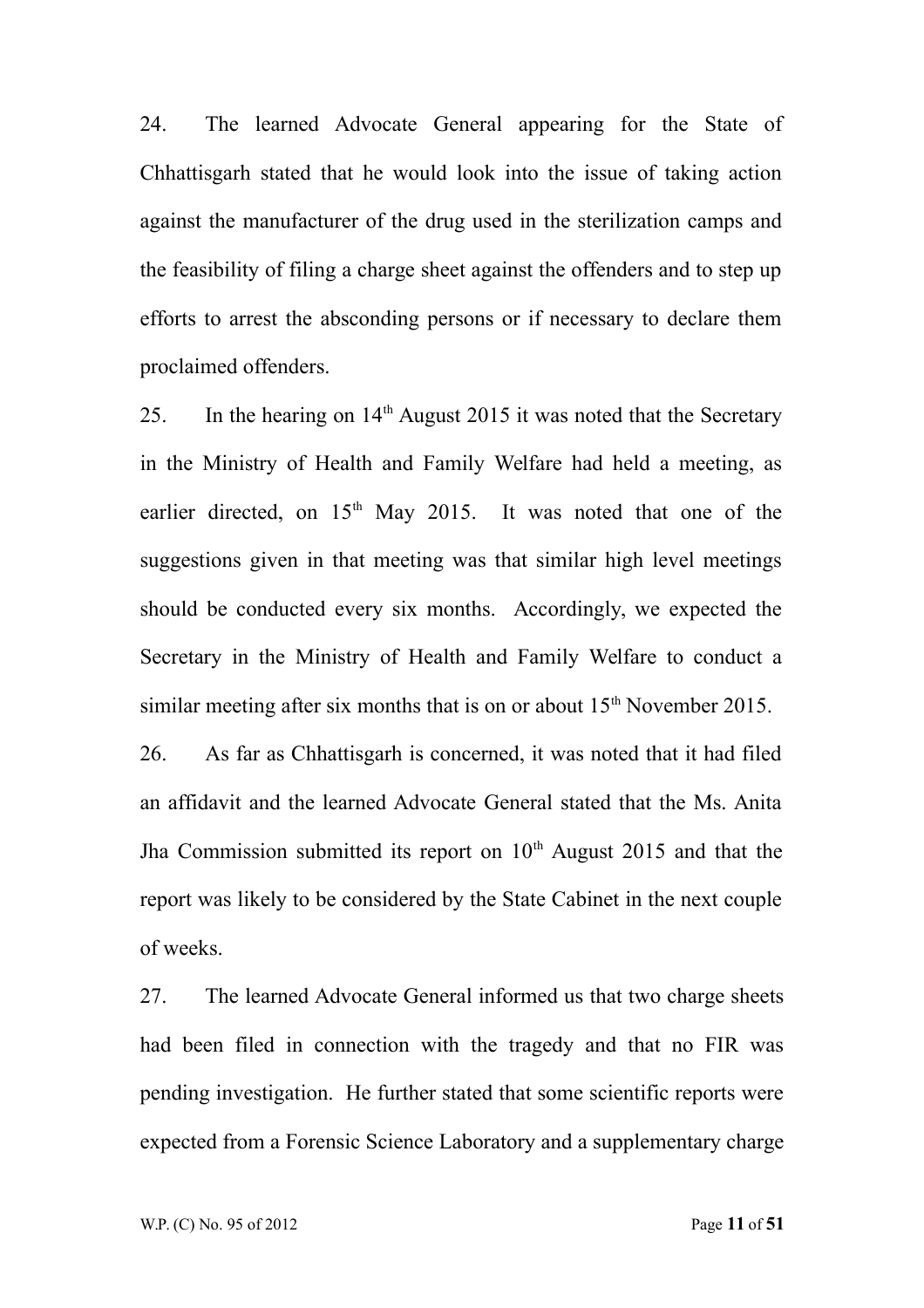24. The learned Advocate General appearing for the State of Chhattisgarh stated that he would look into the issue of taking action against the manufacturer of the drug used in the sterilization camps and the feasibility of filing a charge sheet against the offenders and to step up efforts to arrest the absconding persons or if necessary to declare them proclaimed offenders.

25. In the hearing on 14th August 2015 it was noted that the Secretary in the Ministry of Health and Family Welfare had held a meeting, as earlier directed, on 15th May 2015. It was noted that one of the suggestions given in that meeting was that similar high level meetings should be conducted every six months. Accordingly, we expected the Secretary in the Ministry of Health and Family Welfare to conduct a similar meeting after six months that is on or about 15th November 2015.

26. As far as Chhattisgarh is concerned, it was noted that it had filed an affidavit and the learned Advocate General stated that the Ms. Anita Jha Commission submitted its report on 10th August 2015 and that the report was likely to be considered by the State Cabinet in the next couple of weeks.

27. The learned Advocate General informed us that two charge sheets had been filed in connection with the tragedy and that no FIR was pending investigation. He further stated that some scientific reports were expected from a Forensic Science Laboratory and a supplementary charge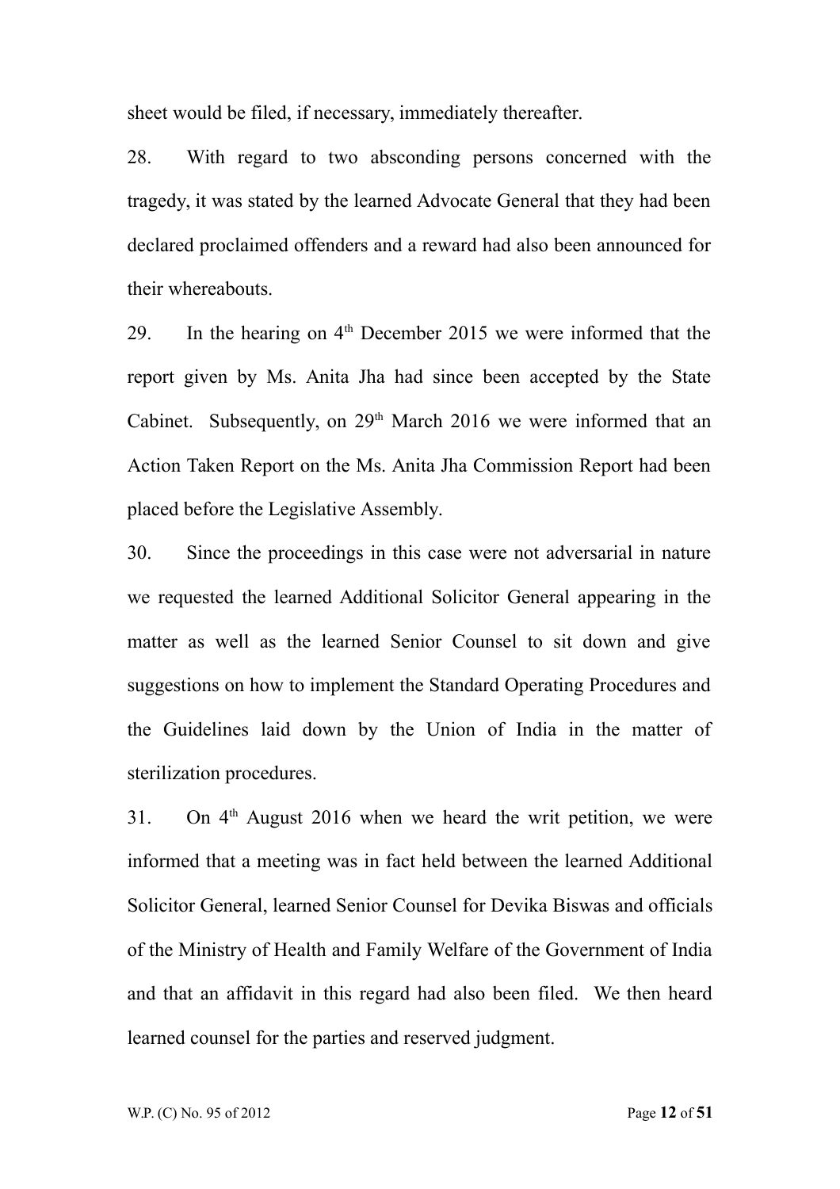sheet would be filed, if necessary, immediately thereafter.

28. With regard to two absconding persons concerned with the tragedy, it was stated by the learned Advocate General that they had been declared proclaimed offenders and a reward had also been announced for their whereabouts.

29. In the hearing on 4th December 2015 we were informed that the report given by Ms. Anita Jha had since been accepted by the State Cabinet. Subsequently, on 29th March 2016 we were informed that an Action Taken Report on the Ms. Anita Jha Commission Report had been placed before the Legislative Assembly.

30. Since the proceedings in this case were not adversarial in nature we requested the learned Additional Solicitor General appearing in the matter as well as the learned Senior Counsel to sit down and give suggestions on how to implement the Standard Operating Procedures and the Guidelines laid down by the Union of India in the matter of sterilization procedures.

31. On 4th August 2016 when we heard the writ petition, we were informed that a meeting was in fact held between the learned Additional Solicitor General, learned Senior Counsel for Devika Biswas and officials of the Ministry of Health and Family Welfare of the Government of India and that an affidavit in this regard had also been filed. We then heard learned counsel for the parties and reserved judgment.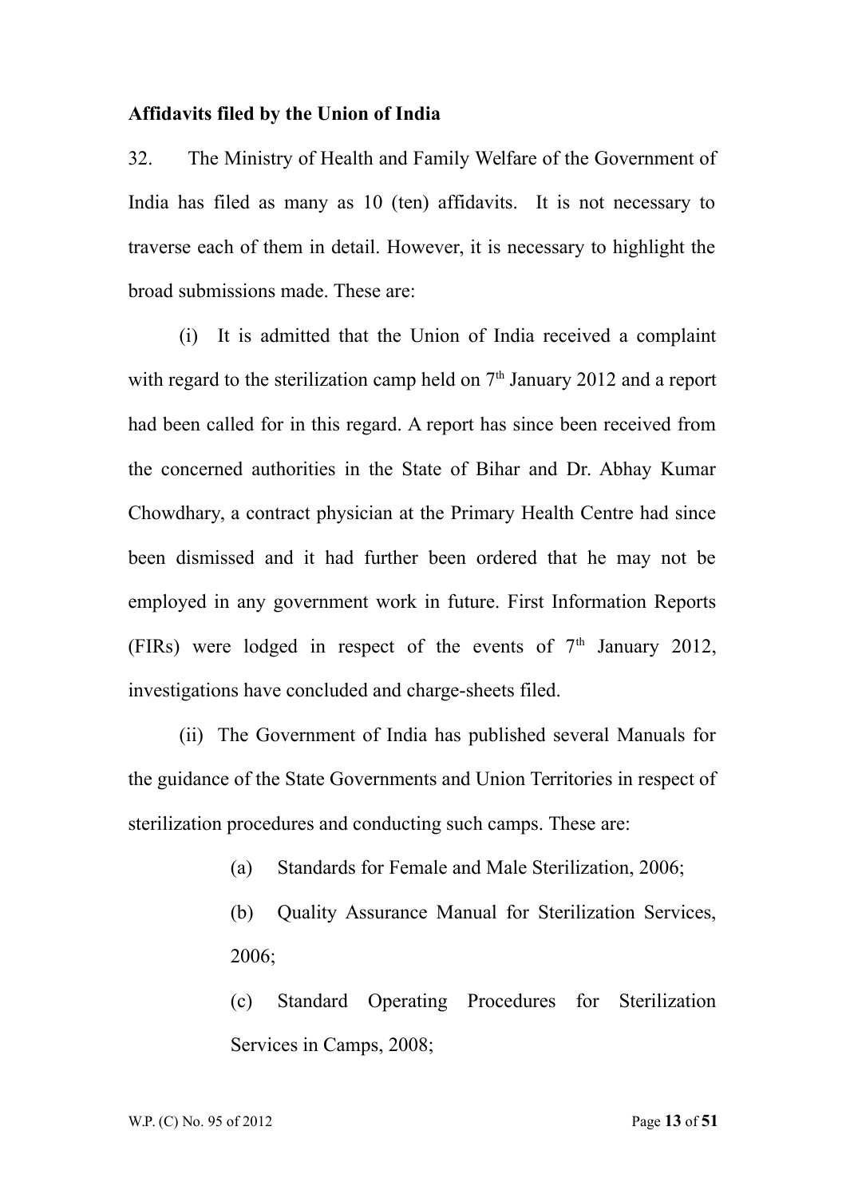**Affidavits filed by the Union of India**

32. The Ministry of Health and Family Welfare of the Government of India has filed as many as 10 (ten) affidavits. It is not necessary to traverse each of them in detail. However, it is necessary to highlight the broad submissions made. These are:

(i) It is admitted that the Union of India received a complaint with regard to the sterilization camp held on 7th January 2012 and a report had been called for in this regard. A report has since been received from the concerned authorities in the State of Bihar and Dr. Abhay Kumar Chowdhary, a contract physician at the Primary Health Centre had since been dismissed and it had further been ordered that he may not be employed in any government work in future. First Information Reports (FIRs) were lodged in respect of the events of 7th January 2012, investigations have concluded and charge-sheets filed.

(ii) The Government of India has published several Manuals for the guidance of the State Governments and Union Territories in respect of sterilization procedures and conducting such camps. These are:

(a) Standards for Female and Male Sterilization, 2006;

(b) Quality Assurance Manual for Sterilization Services, 2006;

(c) Standard Operating Procedures for Sterilization Services in Camps, 2008;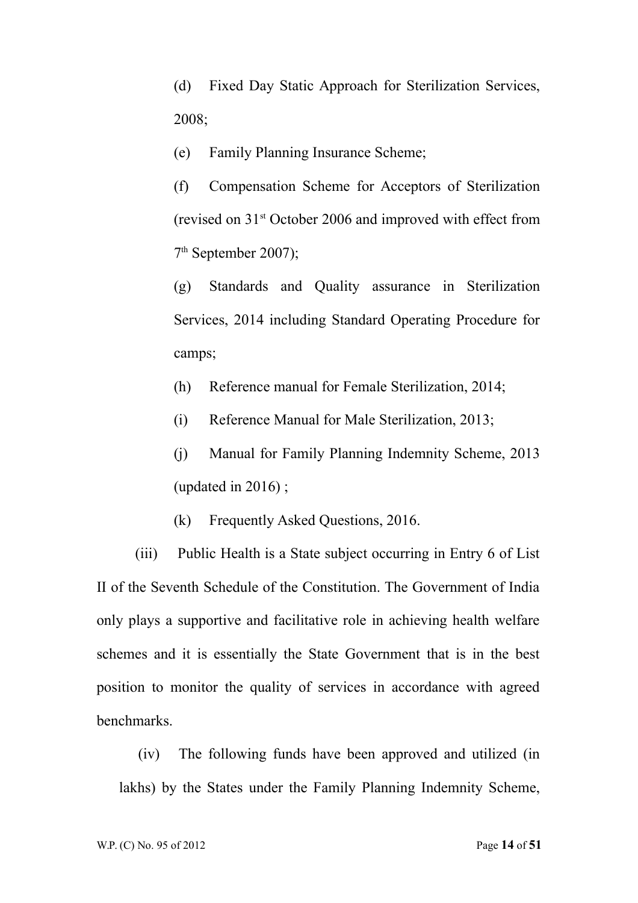(d) Fixed Day Static Approach for Sterilization Services, 2008;

(e) Family Planning Insurance Scheme;

(f) Compensation Scheme for Acceptors of Sterilization (revised on 31st October 2006 and improved with effect from 7th September 2007);

(g) Standards and Quality assurance in Sterilization Services, 2014 including Standard Operating Procedure for camps;

(h) Reference manual for Female Sterilization, 2014;

(i) Reference Manual for Male Sterilization, 2013;

(j) Manual for Family Planning Indemnity Scheme, 2013 (updated in 2016) ;

(k) Frequently Asked Questions, 2016.

(iii) Public Health is a State subject occurring in Entry 6 of List II of the Seventh Schedule of the Constitution. The Government of India only plays a supportive and facilitative role in achieving health welfare schemes and it is essentially the State Government that is in the best position to monitor the quality of services in accordance with agreed benchmarks.

(iv) The following funds have been approved and utilized (in lakhs) by the States under the Family Planning Indemnity Scheme,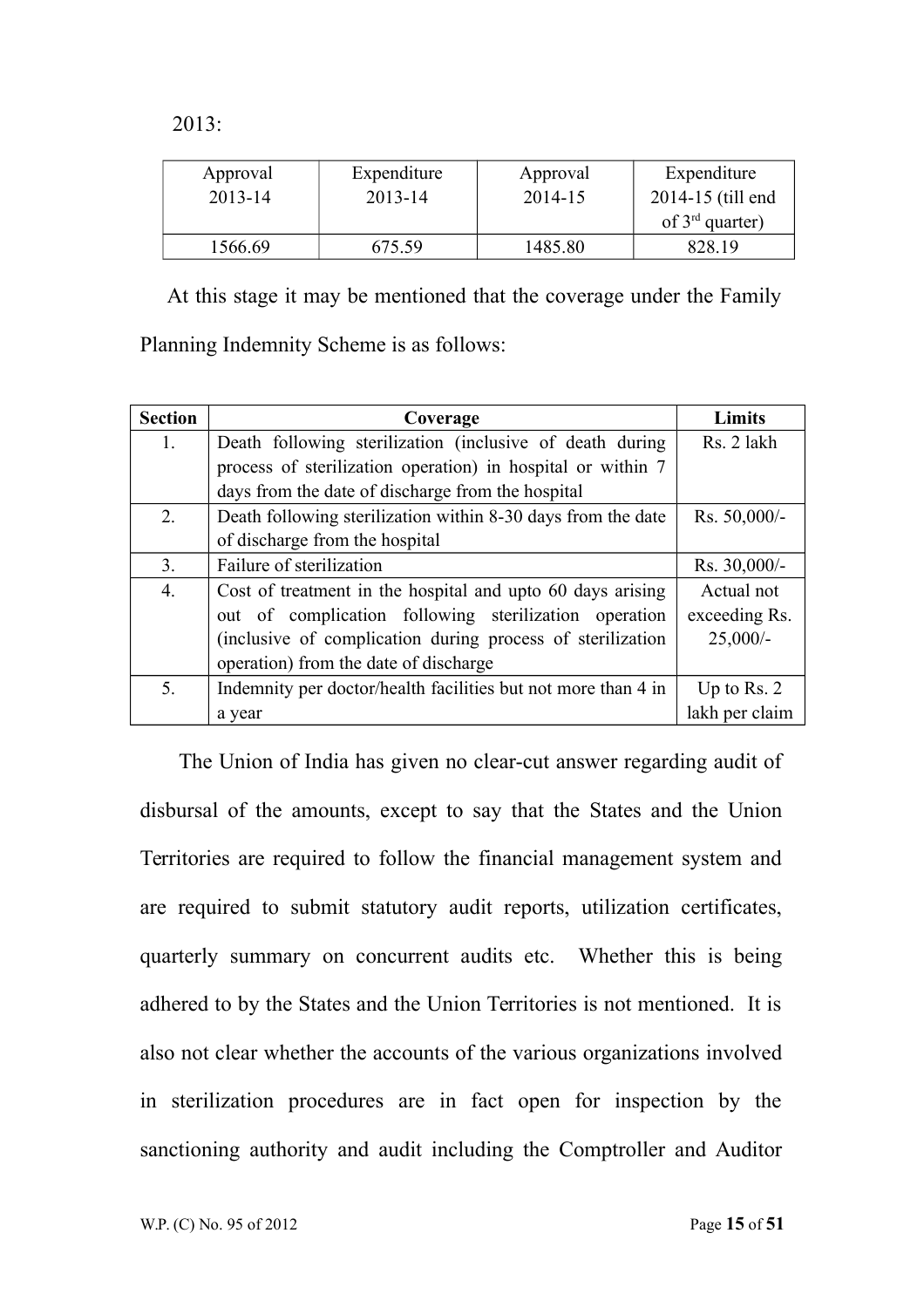2013:

| Approval 2013-14 | Expenditure 2013-14 | Approval 2014-15 | Expenditure 2014-15 (till end of 3rd quarter) |
|---|---|---|---|
| 1566.69 | 675.59 | 1485.80 | 828.19 |

At this stage it may be mentioned that the coverage under the Family Planning Indemnity Scheme is as follows:

| Section | Coverage | Limits |
|---|---|---|
| 1. | Death following sterilization (inclusive of death during process of sterilization operation) in hospital or within 7 days from the date of discharge from the hospital | Rs. 2 lakh |
| 2. | Death following sterilization within 8-30 days from the date of discharge from the hospital | Rs. 50,000/- |
| 3. | Failure of sterilization | Rs. 30,000/- |
| 4. | Cost of treatment in the hospital and upto 60 days arising out of complication following sterilization operation (inclusive of complication during process of sterilization operation) from the date of discharge | Actual not exceeding Rs. 25,000/- |
| 5. | Indemnity per doctor/health facilities but not more than 4 in a year | Up to Rs. 2 lakh per claim |

The Union of India has given no clear-cut answer regarding audit of disbursal of the amounts, except to say that the States and the Union Territories are required to follow the financial management system and are required to submit statutory audit reports, utilization certificates, quarterly summary on concurrent audits etc. Whether this is being adhered to by the States and the Union Territories is not mentioned. It is also not clear whether the accounts of the various organizations involved in sterilization procedures are in fact open for inspection by the sanctioning authority and audit including the Comptroller and Auditor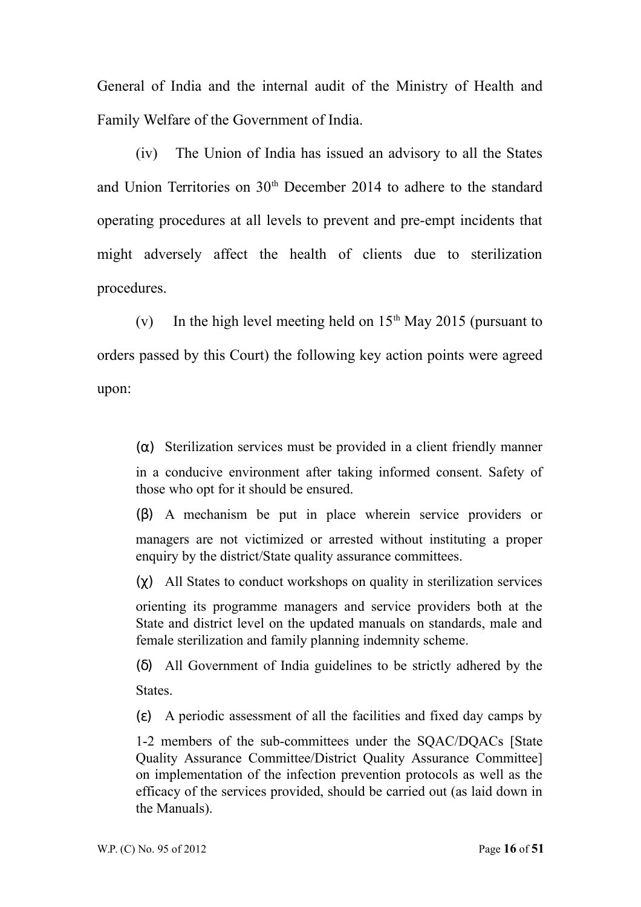General of India and the internal audit of the Ministry of Health and Family Welfare of the Government of India.

(iv) The Union of India has issued an advisory to all the States and Union Territories on 30th December 2014 to adhere to the standard operating procedures at all levels to prevent and pre-empt incidents that might adversely affect the health of clients due to sterilization procedures.

(v) In the high level meeting held on 15th May 2015 (pursuant to orders passed by this Court) the following key action points were agreed upon:

> (α) Sterilization services must be provided in a client friendly manner in a conducive environment after taking informed consent. Safety of those who opt for it should be ensured.
>
> (β) A mechanism be put in place wherein service providers or managers are not victimized or arrested without instituting a proper enquiry by the district/State quality assurance committees.
>
> (χ) All States to conduct workshops on quality in sterilization services orienting its programme managers and service providers both at the State and district level on the updated manuals on standards, male and female sterilization and family planning indemnity scheme.
>
> (δ) All Government of India guidelines to be strictly adhered by the States.
>
> (ε) A periodic assessment of all the facilities and fixed day camps by 1-2 members of the sub-committees under the SQAC/DQACs [State Quality Assurance Committee/District Quality Assurance Committee] on implementation of the infection prevention protocols as well as the efficacy of the services provided, should be carried out (as laid down in the Manuals).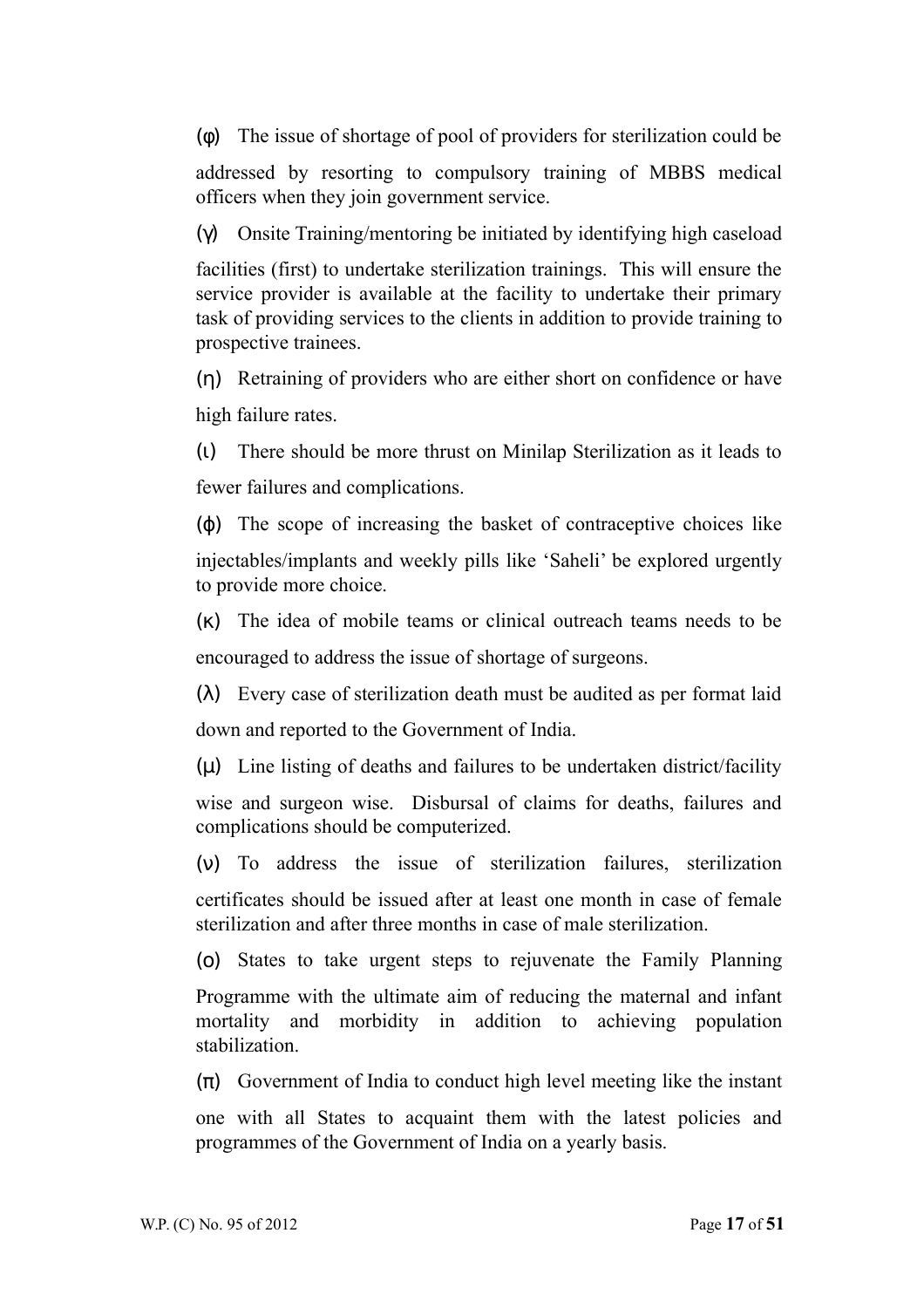(φ) The issue of shortage of pool of providers for sterilization could be addressed by resorting to compulsory training of MBBS medical officers when they join government service.

(γ) Onsite Training/mentoring be initiated by identifying high caseload facilities (first) to undertake sterilization trainings. This will ensure the service provider is available at the facility to undertake their primary task of providing services to the clients in addition to provide training to prospective trainees.

(η) Retraining of providers who are either short on confidence or have high failure rates.

(ι) There should be more thrust on Minilap Sterilization as it leads to fewer failures and complications.

(ϕ) The scope of increasing the basket of contraceptive choices like injectables/implants and weekly pills like 'Saheli' be explored urgently to provide more choice.

(κ) The idea of mobile teams or clinical outreach teams needs to be encouraged to address the issue of shortage of surgeons.

(λ) Every case of sterilization death must be audited as per format laid down and reported to the Government of India.

(μ) Line listing of deaths and failures to be undertaken district/facility wise and surgeon wise. Disbursal of claims for deaths, failures and complications should be computerized.

(ν) To address the issue of sterilization failures, sterilization certificates should be issued after at least one month in case of female sterilization and after three months in case of male sterilization.

(ο) States to take urgent steps to rejuvenate the Family Planning Programme with the ultimate aim of reducing the maternal and infant mortality and morbidity in addition to achieving population stabilization.

(π) Government of India to conduct high level meeting like the instant one with all States to acquaint them with the latest policies and programmes of the Government of India on a yearly basis.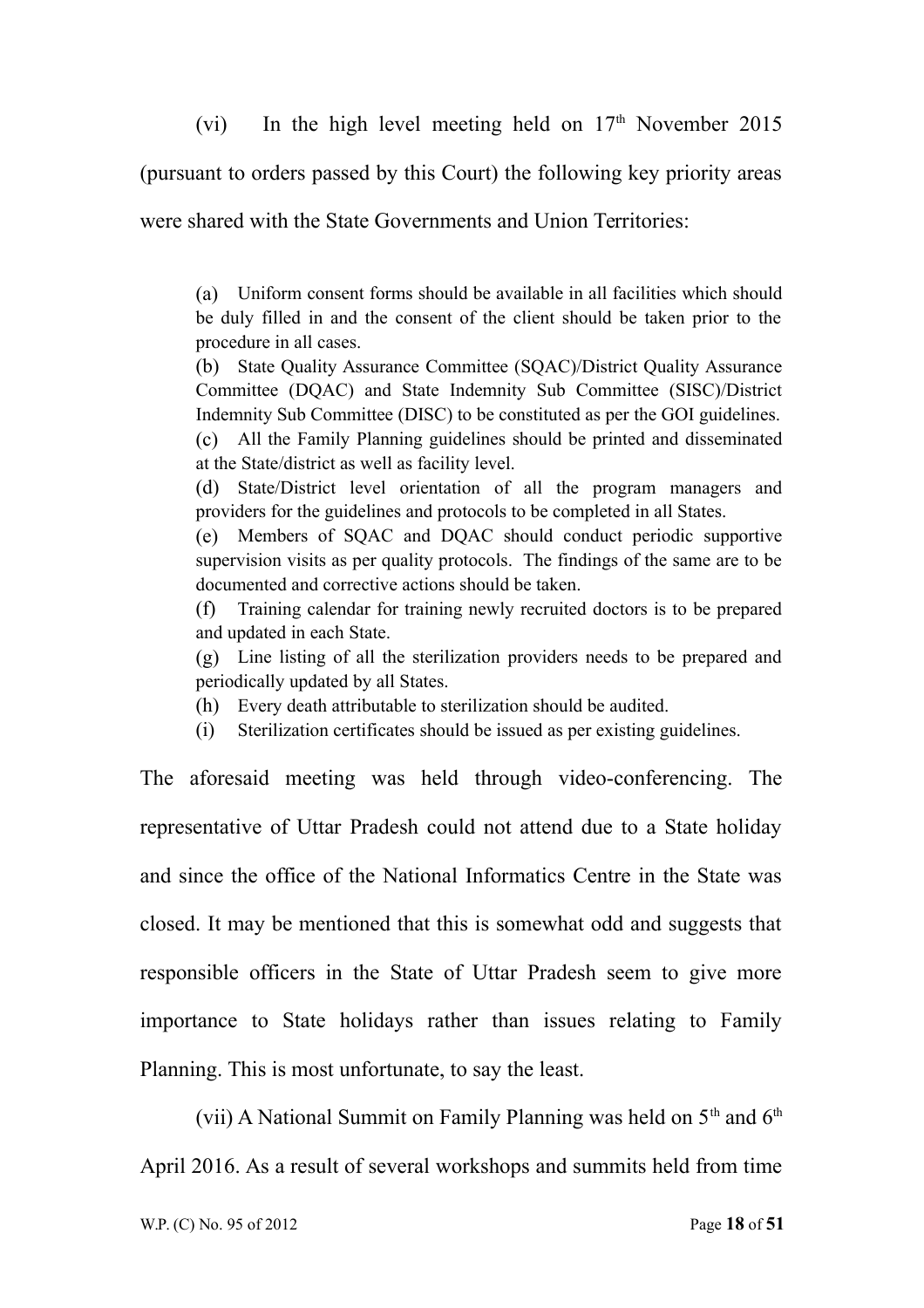(vi) In the high level meeting held on 17th November 2015 (pursuant to orders passed by this Court) the following key priority areas were shared with the State Governments and Union Territories:

> (a) Uniform consent forms should be available in all facilities which should be duly filled in and the consent of the client should be taken prior to the procedure in all cases.
>
> (b) State Quality Assurance Committee (SQAC)/District Quality Assurance Committee (DQAC) and State Indemnity Sub Committee (SISC)/District Indemnity Sub Committee (DISC) to be constituted as per the GOI guidelines.
>
> (c) All the Family Planning guidelines should be printed and disseminated at the State/district as well as facility level.
>
> (d) State/District level orientation of all the program managers and providers for the guidelines and protocols to be completed in all States.
>
> (e) Members of SQAC and DQAC should conduct periodic supportive supervision visits as per quality protocols. The findings of the same are to be documented and corrective actions should be taken.
>
> (f) Training calendar for training newly recruited doctors is to be prepared and updated in each State.
>
> (g) Line listing of all the sterilization providers needs to be prepared and periodically updated by all States.
>
> (h) Every death attributable to sterilization should be audited.
>
> (i) Sterilization certificates should be issued as per existing guidelines.

The aforesaid meeting was held through video-conferencing. The representative of Uttar Pradesh could not attend due to a State holiday and since the office of the National Informatics Centre in the State was closed. It may be mentioned that this is somewhat odd and suggests that responsible officers in the State of Uttar Pradesh seem to give more importance to State holidays rather than issues relating to Family Planning. This is most unfortunate, to say the least.

(vii) A National Summit on Family Planning was held on 5th and 6th April 2016. As a result of several workshops and summits held from time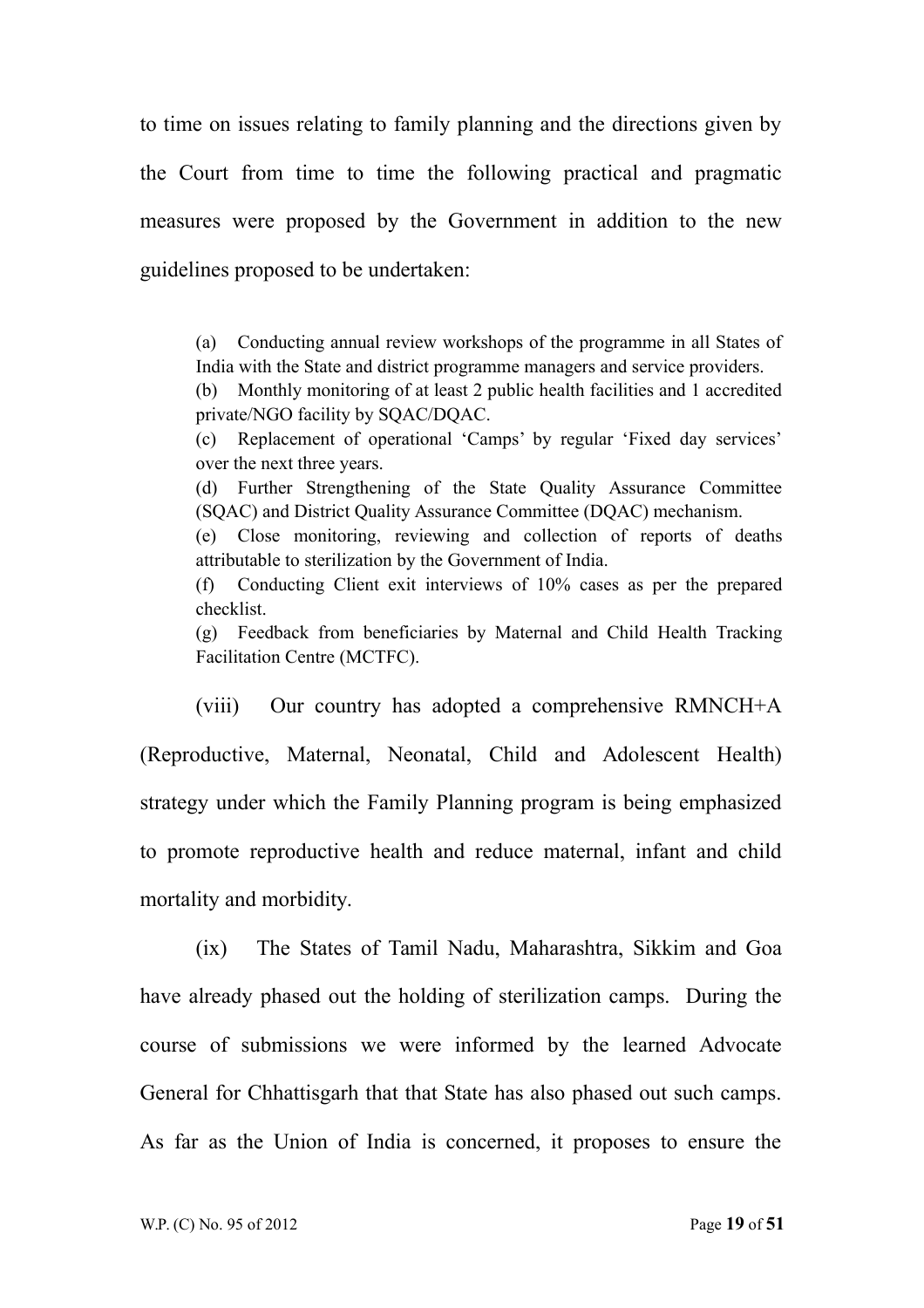to time on issues relating to family planning and the directions given by the Court from time to time the following practical and pragmatic measures were proposed by the Government in addition to the new guidelines proposed to be undertaken:

> (a) Conducting annual review workshops of the programme in all States of India with the State and district programme managers and service providers.
> (b) Monthly monitoring of at least 2 public health facilities and 1 accredited private/NGO facility by SQAC/DQAC.
> (c) Replacement of operational 'Camps' by regular 'Fixed day services' over the next three years.
> (d) Further Strengthening of the State Quality Assurance Committee (SQAC) and District Quality Assurance Committee (DQAC) mechanism.
> (e) Close monitoring, reviewing and collection of reports of deaths attributable to sterilization by the Government of India.
> (f) Conducting Client exit interviews of 10% cases as per the prepared checklist.
> (g) Feedback from beneficiaries by Maternal and Child Health Tracking Facilitation Centre (MCTFC).

(viii) Our country has adopted a comprehensive RMNCH+A (Reproductive, Maternal, Neonatal, Child and Adolescent Health) strategy under which the Family Planning program is being emphasized to promote reproductive health and reduce maternal, infant and child mortality and morbidity.

(ix) The States of Tamil Nadu, Maharashtra, Sikkim and Goa have already phased out the holding of sterilization camps. During the course of submissions we were informed by the learned Advocate General for Chhattisgarh that that State has also phased out such camps. As far as the Union of India is concerned, it proposes to ensure the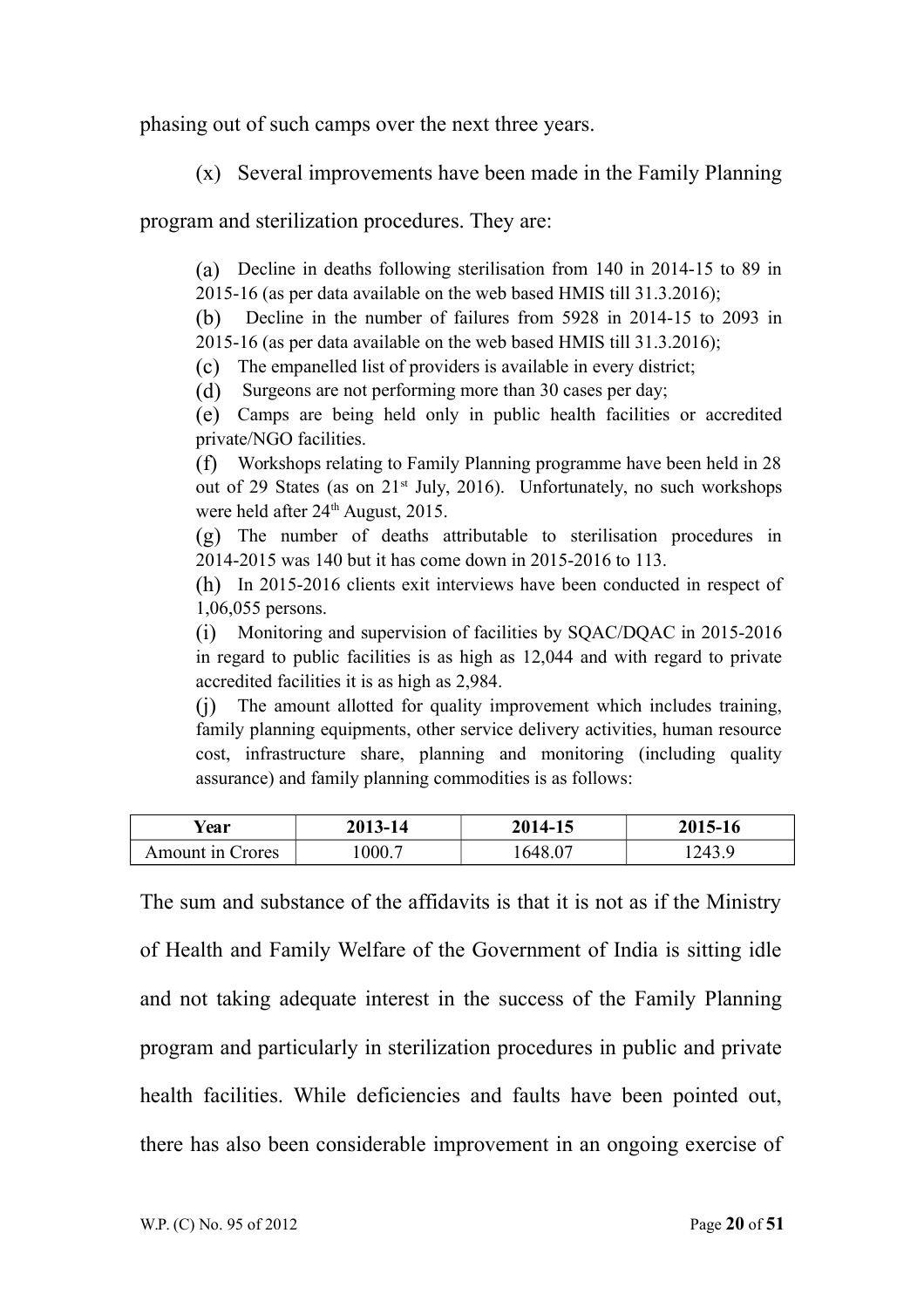phasing out of such camps over the next three years.

(x) Several improvements have been made in the Family Planning program and sterilization procedures. They are:

(a) Decline in deaths following sterilisation from 140 in 2014-15 to 89 in 2015-16 (as per data available on the web based HMIS till 31.3.2016);

(b) Decline in the number of failures from 5928 in 2014-15 to 2093 in 2015-16 (as per data available on the web based HMIS till 31.3.2016);

(c) The empanelled list of providers is available in every district;

(d) Surgeons are not performing more than 30 cases per day;

(e) Camps are being held only in public health facilities or accredited private/NGO facilities.

(f) Workshops relating to Family Planning programme have been held in 28 out of 29 States (as on 21st July, 2016). Unfortunately, no such workshops were held after 24th August, 2015.

(g) The number of deaths attributable to sterilisation procedures in 2014-2015 was 140 but it has come down in 2015-2016 to 113.

(h) In 2015-2016 clients exit interviews have been conducted in respect of 1,06,055 persons.

(i) Monitoring and supervision of facilities by SQAC/DQAC in 2015-2016 in regard to public facilities is as high as 12,044 and with regard to private accredited facilities it is as high as 2,984.

(j) The amount allotted for quality improvement which includes training, family planning equipments, other service delivery activities, human resource cost, infrastructure share, planning and monitoring (including quality assurance) and family planning commodities is as follows:

| Year | 2013-14 | 2014-15 | 2015-16 |
|---|---|---|---|
| Amount in Crores | 1000.7 | 1648.07 | 1243.9 |

The sum and substance of the affidavits is that it is not as if the Ministry of Health and Family Welfare of the Government of India is sitting idle and not taking adequate interest in the success of the Family Planning program and particularly in sterilization procedures in public and private health facilities. While deficiencies and faults have been pointed out, there has also been considerable improvement in an ongoing exercise of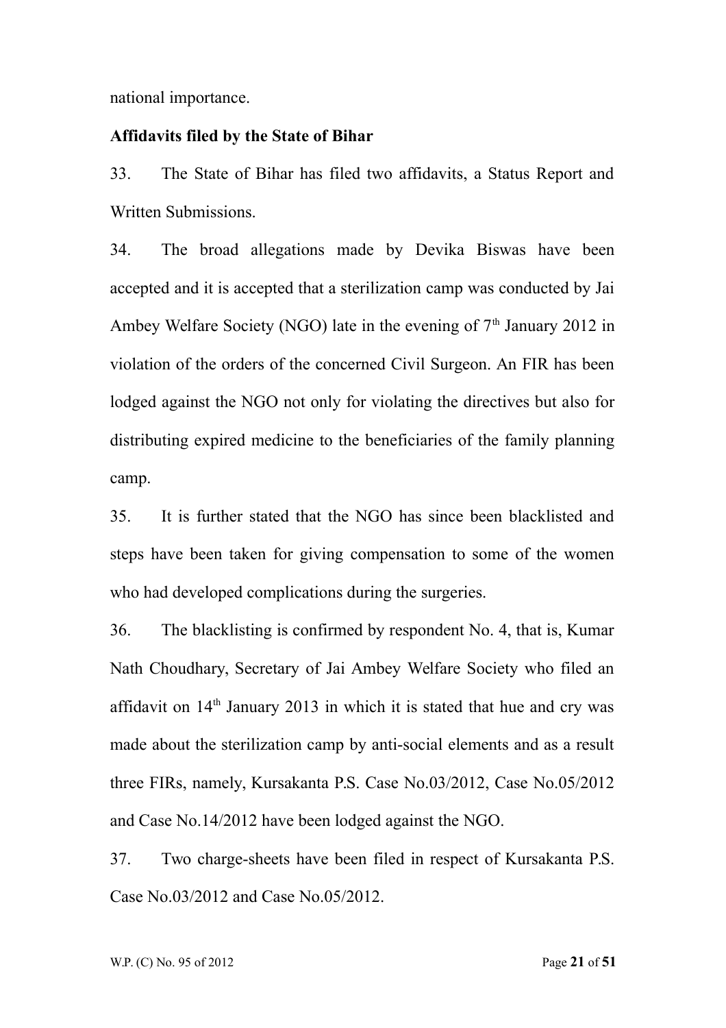national importance.

**Affidavits filed by the State of Bihar**

33. The State of Bihar has filed two affidavits, a Status Report and Written Submissions.

34. The broad allegations made by Devika Biswas have been accepted and it is accepted that a sterilization camp was conducted by Jai Ambey Welfare Society (NGO) late in the evening of 7th January 2012 in violation of the orders of the concerned Civil Surgeon. An FIR has been lodged against the NGO not only for violating the directives but also for distributing expired medicine to the beneficiaries of the family planning camp.

35. It is further stated that the NGO has since been blacklisted and steps have been taken for giving compensation to some of the women who had developed complications during the surgeries.

36. The blacklisting is confirmed by respondent No. 4, that is, Kumar Nath Choudhary, Secretary of Jai Ambey Welfare Society who filed an affidavit on 14th January 2013 in which it is stated that hue and cry was made about the sterilization camp by anti-social elements and as a result three FIRs, namely, Kursakanta P.S. Case No.03/2012, Case No.05/2012 and Case No.14/2012 have been lodged against the NGO.

37. Two charge-sheets have been filed in respect of Kursakanta P.S. Case No.03/2012 and Case No.05/2012.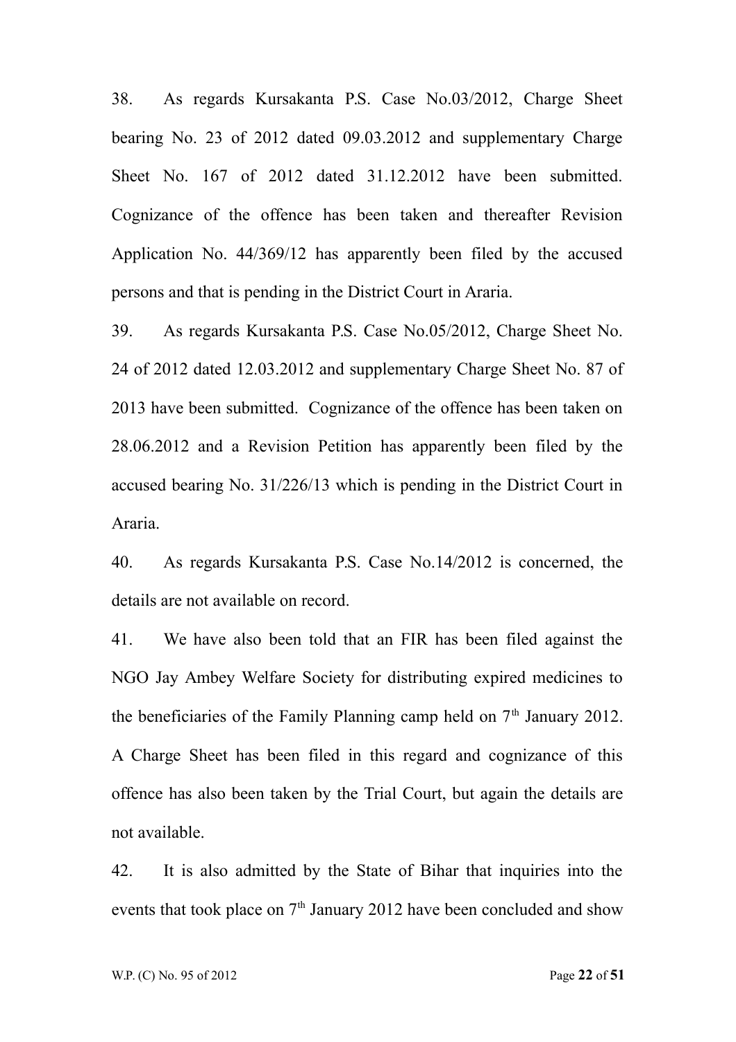38. As regards Kursakanta P.S. Case No.03/2012, Charge Sheet bearing No. 23 of 2012 dated 09.03.2012 and supplementary Charge Sheet No. 167 of 2012 dated 31.12.2012 have been submitted. Cognizance of the offence has been taken and thereafter Revision Application No. 44/369/12 has apparently been filed by the accused persons and that is pending in the District Court in Araria.

39. As regards Kursakanta P.S. Case No.05/2012, Charge Sheet No. 24 of 2012 dated 12.03.2012 and supplementary Charge Sheet No. 87 of 2013 have been submitted. Cognizance of the offence has been taken on 28.06.2012 and a Revision Petition has apparently been filed by the accused bearing No. 31/226/13 which is pending in the District Court in Araria.

40. As regards Kursakanta P.S. Case No.14/2012 is concerned, the details are not available on record.

41. We have also been told that an FIR has been filed against the NGO Jay Ambey Welfare Society for distributing expired medicines to the beneficiaries of the Family Planning camp held on 7th January 2012. A Charge Sheet has been filed in this regard and cognizance of this offence has also been taken by the Trial Court, but again the details are not available.

42. It is also admitted by the State of Bihar that inquiries into the events that took place on 7th January 2012 have been concluded and show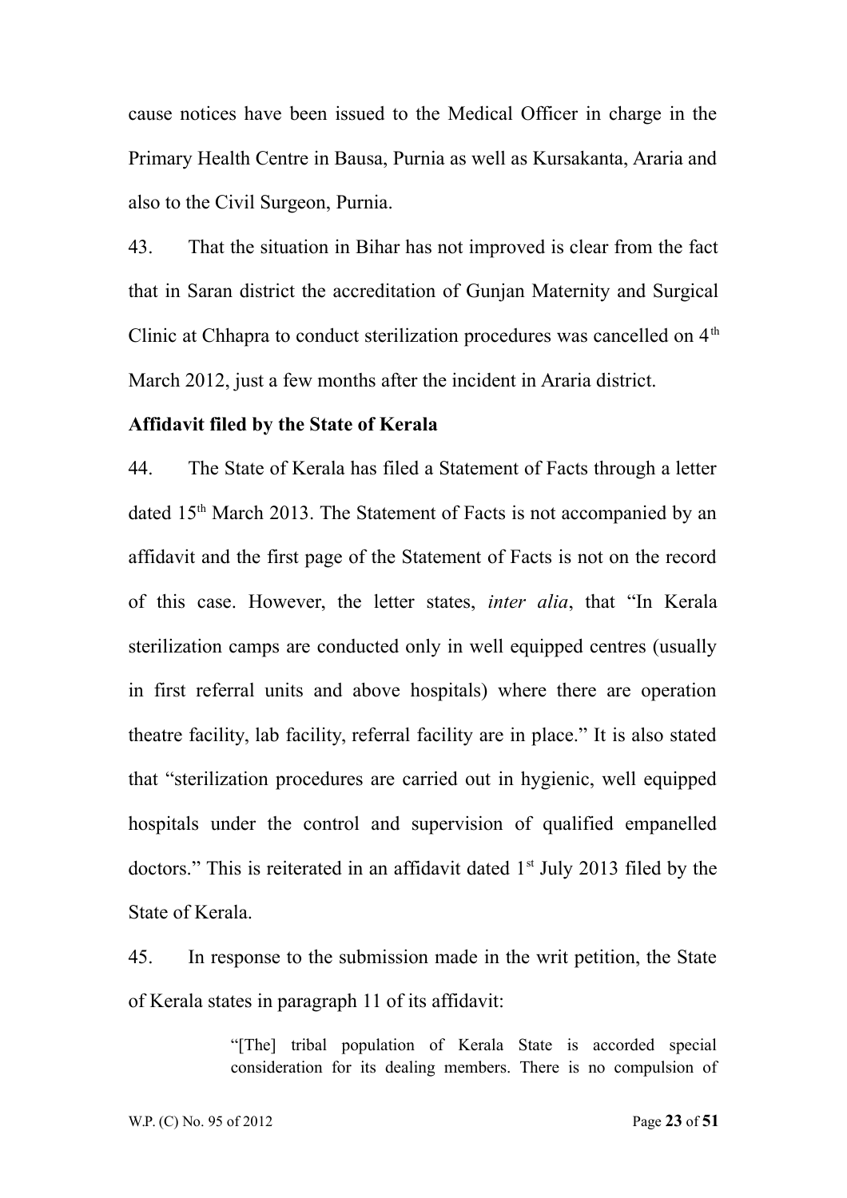cause notices have been issued to the Medical Officer in charge in the Primary Health Centre in Bausa, Purnia as well as Kursakanta, Araria and also to the Civil Surgeon, Purnia.

43. That the situation in Bihar has not improved is clear from the fact that in Saran district the accreditation of Gunjan Maternity and Surgical Clinic at Chhapra to conduct sterilization procedures was cancelled on 4th March 2012, just a few months after the incident in Araria district.

**Affidavit filed by the State of Kerala**

44. The State of Kerala has filed a Statement of Facts through a letter dated 15th March 2013. The Statement of Facts is not accompanied by an affidavit and the first page of the Statement of Facts is not on the record of this case. However, the letter states, *inter alia*, that "In Kerala sterilization camps are conducted only in well equipped centres (usually in first referral units and above hospitals) where there are operation theatre facility, lab facility, referral facility are in place." It is also stated that "sterilization procedures are carried out in hygienic, well equipped hospitals under the control and supervision of qualified empanelled doctors." This is reiterated in an affidavit dated 1st July 2013 filed by the State of Kerala.

45. In response to the submission made in the writ petition, the State of Kerala states in paragraph 11 of its affidavit:

> "[The] tribal population of Kerala State is accorded special consideration for its dealing members. There is no compulsion of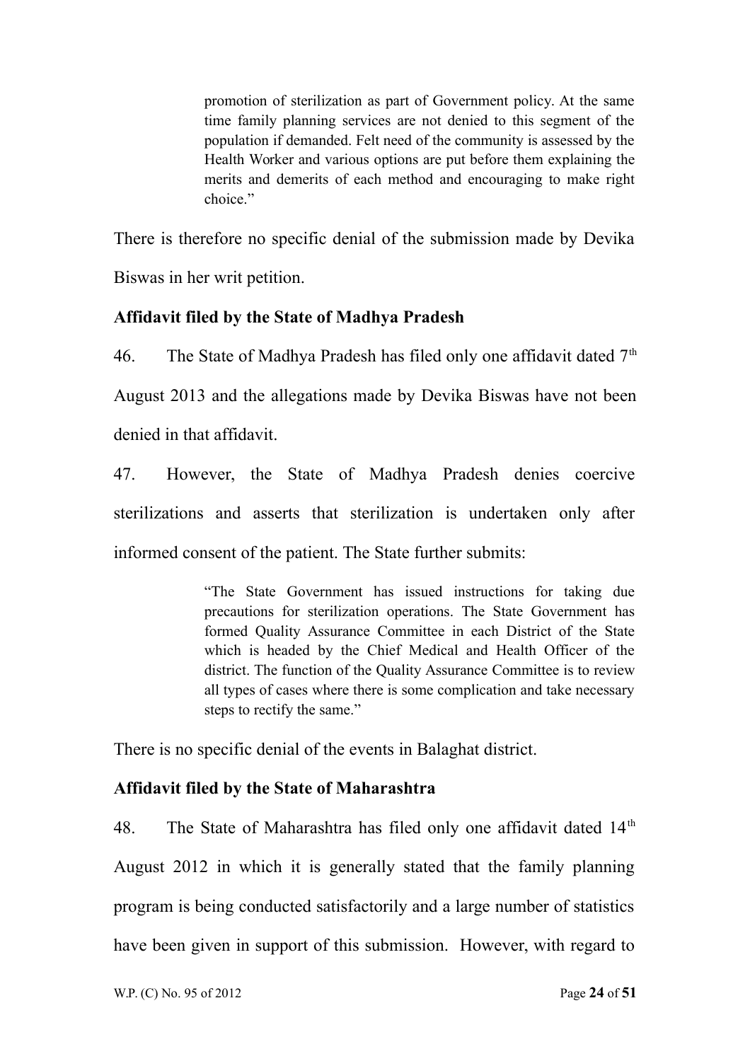> promotion of sterilization as part of Government policy. At the same time family planning services are not denied to this segment of the population if demanded. Felt need of the community is assessed by the Health Worker and various options are put before them explaining the merits and demerits of each method and encouraging to make right choice."

There is therefore no specific denial of the submission made by Devika Biswas in her writ petition.

**Affidavit filed by the State of Madhya Pradesh**

46. The State of Madhya Pradesh has filed only one affidavit dated 7th August 2013 and the allegations made by Devika Biswas have not been denied in that affidavit.

47. However, the State of Madhya Pradesh denies coercive sterilizations and asserts that sterilization is undertaken only after informed consent of the patient. The State further submits:

> "The State Government has issued instructions for taking due precautions for sterilization operations. The State Government has formed Quality Assurance Committee in each District of the State which is headed by the Chief Medical and Health Officer of the district. The function of the Quality Assurance Committee is to review all types of cases where there is some complication and take necessary steps to rectify the same."

There is no specific denial of the events in Balaghat district.

**Affidavit filed by the State of Maharashtra**

48. The State of Maharashtra has filed only one affidavit dated 14th August 2012 in which it is generally stated that the family planning program is being conducted satisfactorily and a large number of statistics have been given in support of this submission. However, with regard to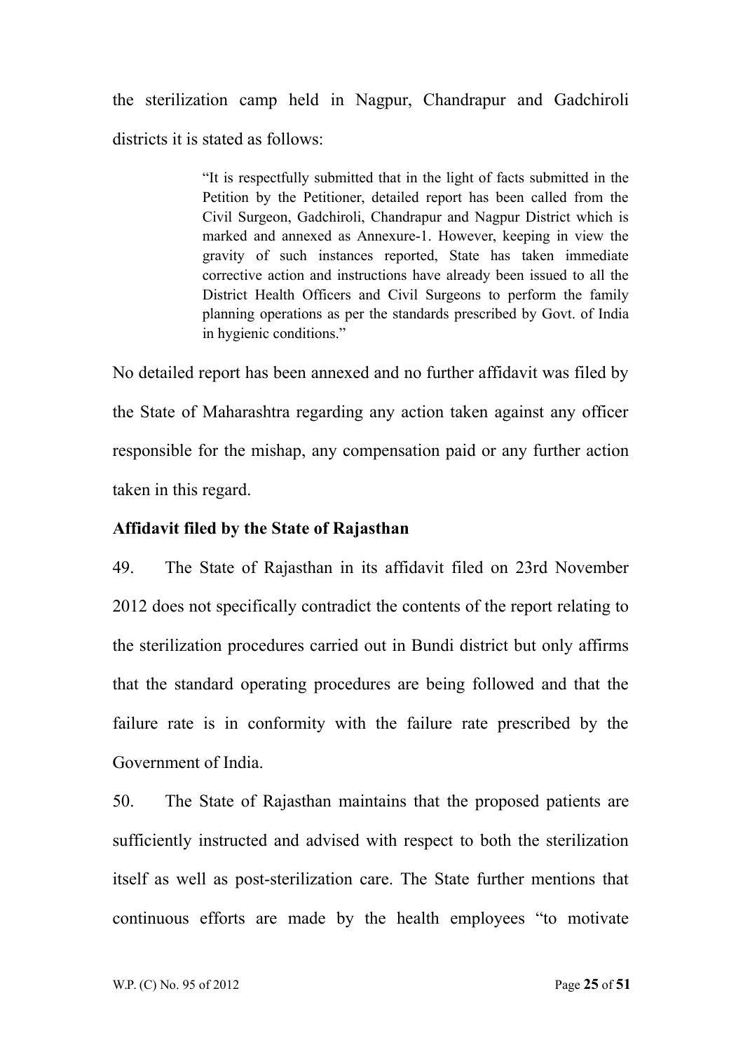the sterilization camp held in Nagpur, Chandrapur and Gadchiroli districts it is stated as follows:

> "It is respectfully submitted that in the light of facts submitted in the Petition by the Petitioner, detailed report has been called from the Civil Surgeon, Gadchiroli, Chandrapur and Nagpur District which is marked and annexed as Annexure-1. However, keeping in view the gravity of such instances reported, State has taken immediate corrective action and instructions have already been issued to all the District Health Officers and Civil Surgeons to perform the family planning operations as per the standards prescribed by Govt. of India in hygienic conditions."

No detailed report has been annexed and no further affidavit was filed by the State of Maharashtra regarding any action taken against any officer responsible for the mishap, any compensation paid or any further action taken in this regard.

**Affidavit filed by the State of Rajasthan**

49. The State of Rajasthan in its affidavit filed on 23rd November 2012 does not specifically contradict the contents of the report relating to the sterilization procedures carried out in Bundi district but only affirms that the standard operating procedures are being followed and that the failure rate is in conformity with the failure rate prescribed by the Government of India.

50. The State of Rajasthan maintains that the proposed patients are sufficiently instructed and advised with respect to both the sterilization itself as well as post-sterilization care. The State further mentions that continuous efforts are made by the health employees "to motivate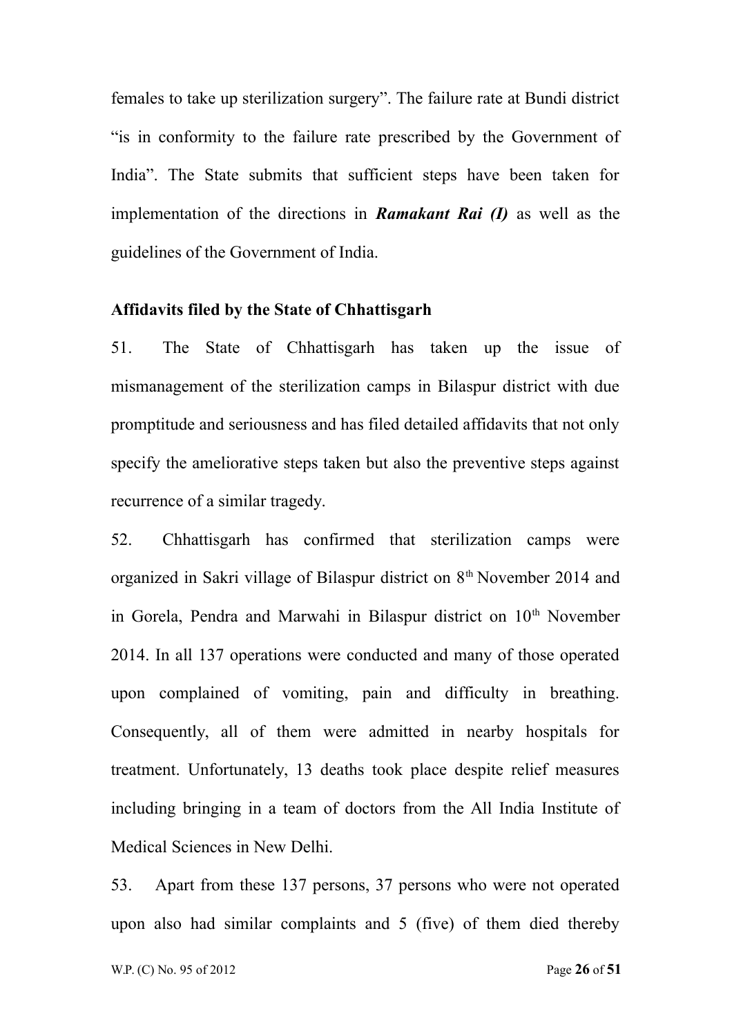females to take up sterilization surgery". The failure rate at Bundi district "is in conformity to the failure rate prescribed by the Government of India". The State submits that sufficient steps have been taken for implementation of the directions in ***Ramakant Rai (I)*** as well as the guidelines of the Government of India.

**Affidavits filed by the State of Chhattisgarh**

51. The State of Chhattisgarh has taken up the issue of mismanagement of the sterilization camps in Bilaspur district with due promptitude and seriousness and has filed detailed affidavits that not only specify the ameliorative steps taken but also the preventive steps against recurrence of a similar tragedy.

52. Chhattisgarh has confirmed that sterilization camps were organized in Sakri village of Bilaspur district on 8th November 2014 and in Gorela, Pendra and Marwahi in Bilaspur district on 10th November 2014. In all 137 operations were conducted and many of those operated upon complained of vomiting, pain and difficulty in breathing. Consequently, all of them were admitted in nearby hospitals for treatment. Unfortunately, 13 deaths took place despite relief measures including bringing in a team of doctors from the All India Institute of Medical Sciences in New Delhi.

53. Apart from these 137 persons, 37 persons who were not operated upon also had similar complaints and 5 (five) of them died thereby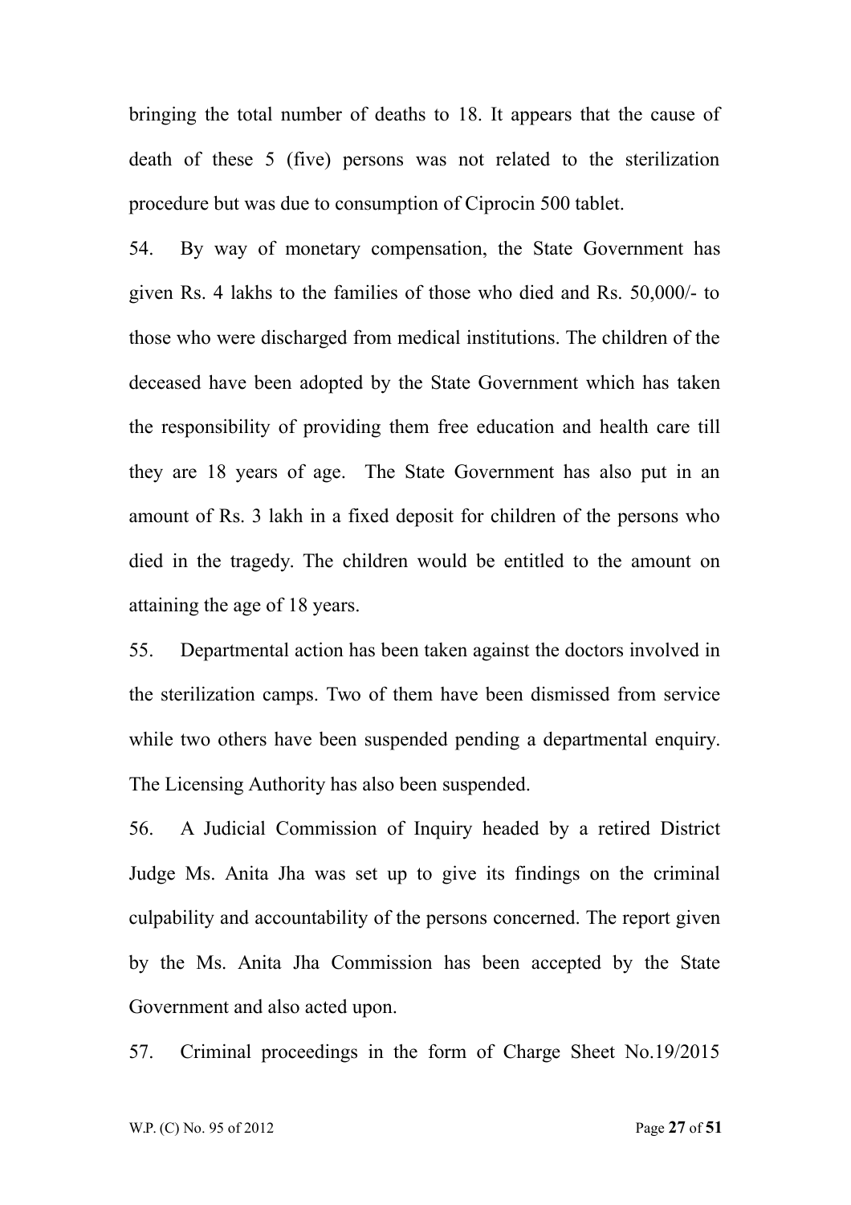bringing the total number of deaths to 18. It appears that the cause of death of these 5 (five) persons was not related to the sterilization procedure but was due to consumption of Ciprocin 500 tablet.

54. By way of monetary compensation, the State Government has given Rs. 4 lakhs to the families of those who died and Rs. 50,000/- to those who were discharged from medical institutions. The children of the deceased have been adopted by the State Government which has taken the responsibility of providing them free education and health care till they are 18 years of age. The State Government has also put in an amount of Rs. 3 lakh in a fixed deposit for children of the persons who died in the tragedy. The children would be entitled to the amount on attaining the age of 18 years.

55. Departmental action has been taken against the doctors involved in the sterilization camps. Two of them have been dismissed from service while two others have been suspended pending a departmental enquiry. The Licensing Authority has also been suspended.

56. A Judicial Commission of Inquiry headed by a retired District Judge Ms. Anita Jha was set up to give its findings on the criminal culpability and accountability of the persons concerned. The report given by the Ms. Anita Jha Commission has been accepted by the State Government and also acted upon.

57. Criminal proceedings in the form of Charge Sheet No.19/2015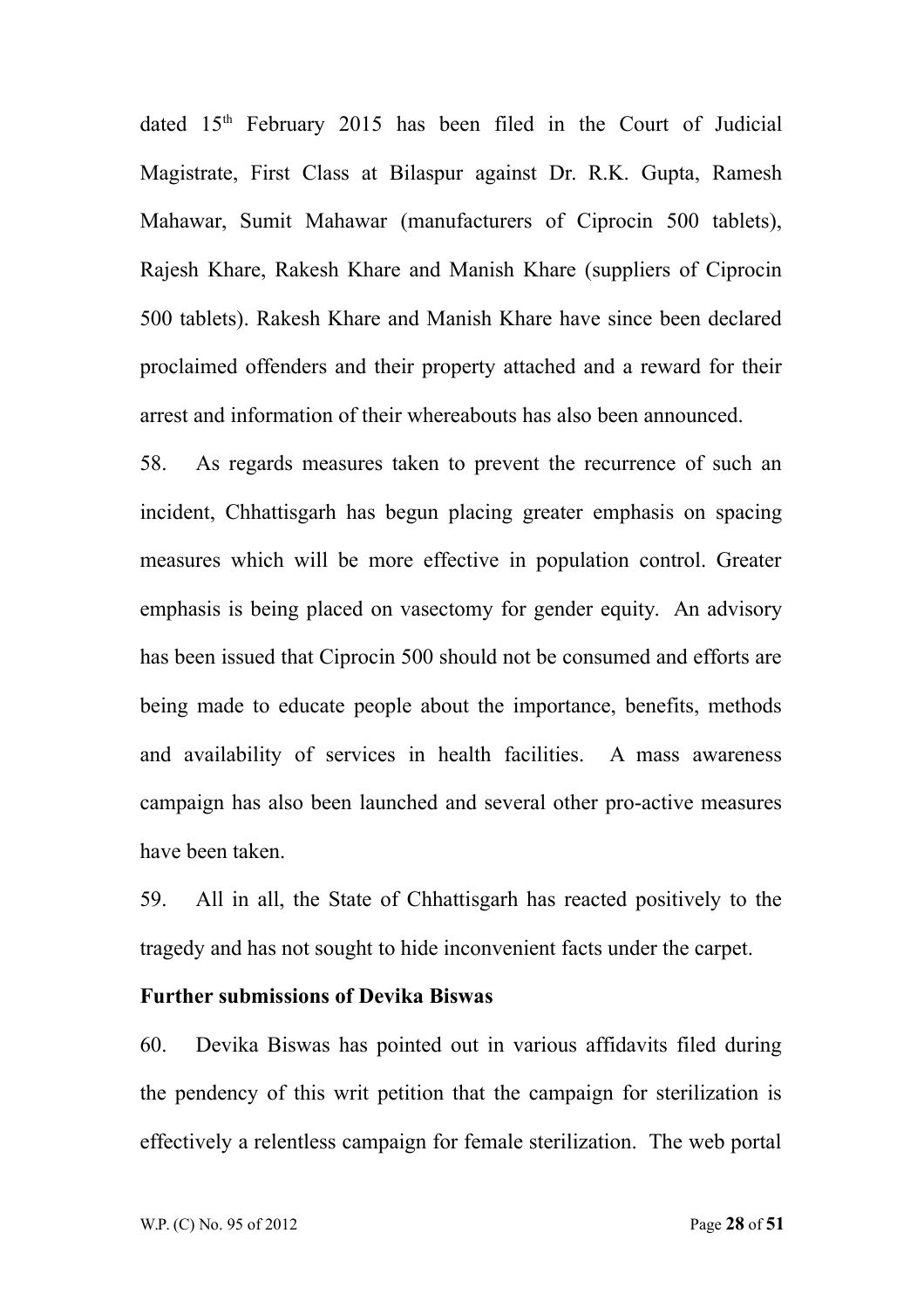dated 15th February 2015 has been filed in the Court of Judicial Magistrate, First Class at Bilaspur against Dr. R.K. Gupta, Ramesh Mahawar, Sumit Mahawar (manufacturers of Ciprocin 500 tablets), Rajesh Khare, Rakesh Khare and Manish Khare (suppliers of Ciprocin 500 tablets). Rakesh Khare and Manish Khare have since been declared proclaimed offenders and their property attached and a reward for their arrest and information of their whereabouts has also been announced.

58. As regards measures taken to prevent the recurrence of such an incident, Chhattisgarh has begun placing greater emphasis on spacing measures which will be more effective in population control. Greater emphasis is being placed on vasectomy for gender equity. An advisory has been issued that Ciprocin 500 should not be consumed and efforts are being made to educate people about the importance, benefits, methods and availability of services in health facilities. A mass awareness campaign has also been launched and several other pro-active measures have been taken.

59. All in all, the State of Chhattisgarh has reacted positively to the tragedy and has not sought to hide inconvenient facts under the carpet.

**Further submissions of Devika Biswas**

60. Devika Biswas has pointed out in various affidavits filed during the pendency of this writ petition that the campaign for sterilization is effectively a relentless campaign for female sterilization. The web portal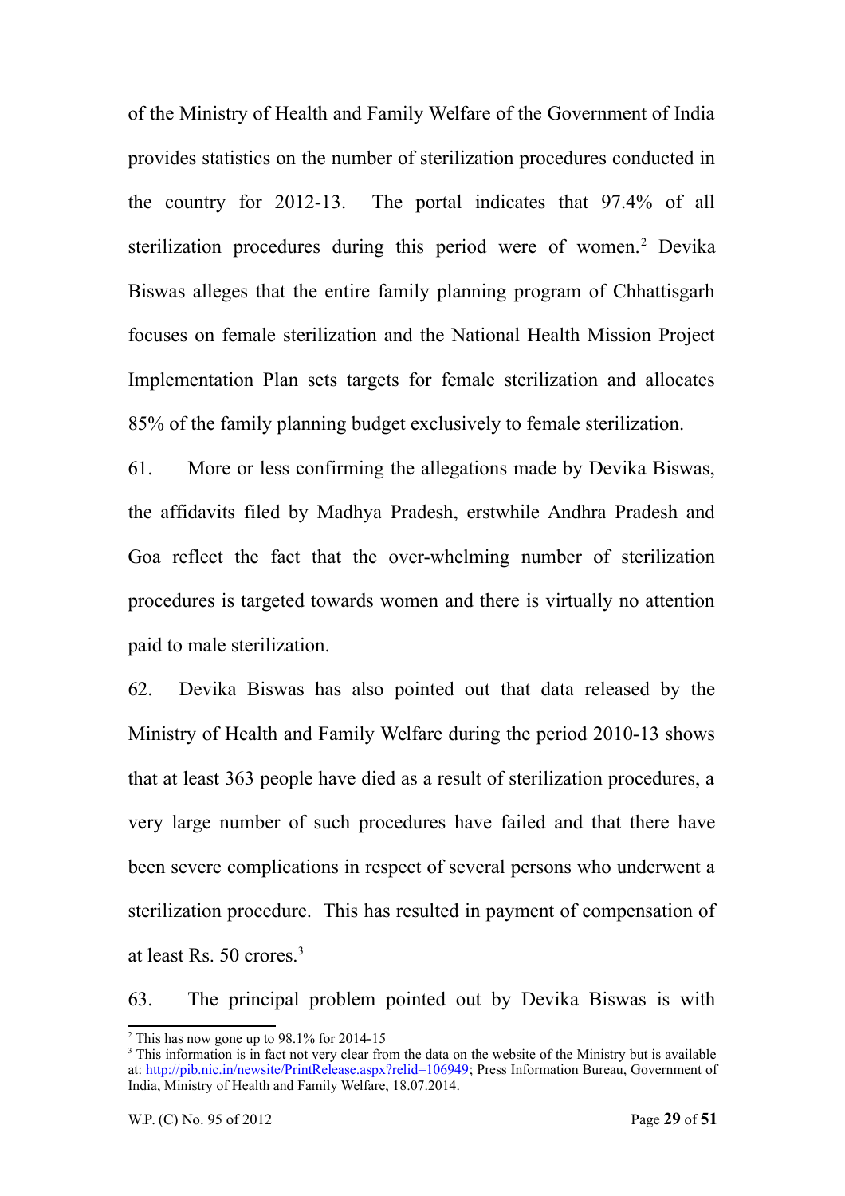of the Ministry of Health and Family Welfare of the Government of India provides statistics on the number of sterilization procedures conducted in the country for 2012-13. The portal indicates that 97.4% of all sterilization procedures during this period were of women.[2] Devika Biswas alleges that the entire family planning program of Chhattisgarh focuses on female sterilization and the National Health Mission Project Implementation Plan sets targets for female sterilization and allocates 85% of the family planning budget exclusively to female sterilization.

61. More or less confirming the allegations made by Devika Biswas, the affidavits filed by Madhya Pradesh, erstwhile Andhra Pradesh and Goa reflect the fact that the over-whelming number of sterilization procedures is targeted towards women and there is virtually no attention paid to male sterilization.

62. Devika Biswas has also pointed out that data released by the Ministry of Health and Family Welfare during the period 2010-13 shows that at least 363 people have died as a result of sterilization procedures, a very large number of such procedures have failed and that there have been severe complications in respect of several persons who underwent a sterilization procedure. This has resulted in payment of compensation of at least Rs. 50 crores.[3]

63. The principal problem pointed out by Devika Biswas is with

---

[2] This has now gone up to 98.1% for 2014-15

[3] This information is in fact not very clear from the data on the website of the Ministry but is available at: http://pib.nic.in/newsite/PrintRelease.aspx?relid=106949; Press Information Bureau, Government of India, Ministry of Health and Family Welfare, 18.07.2014.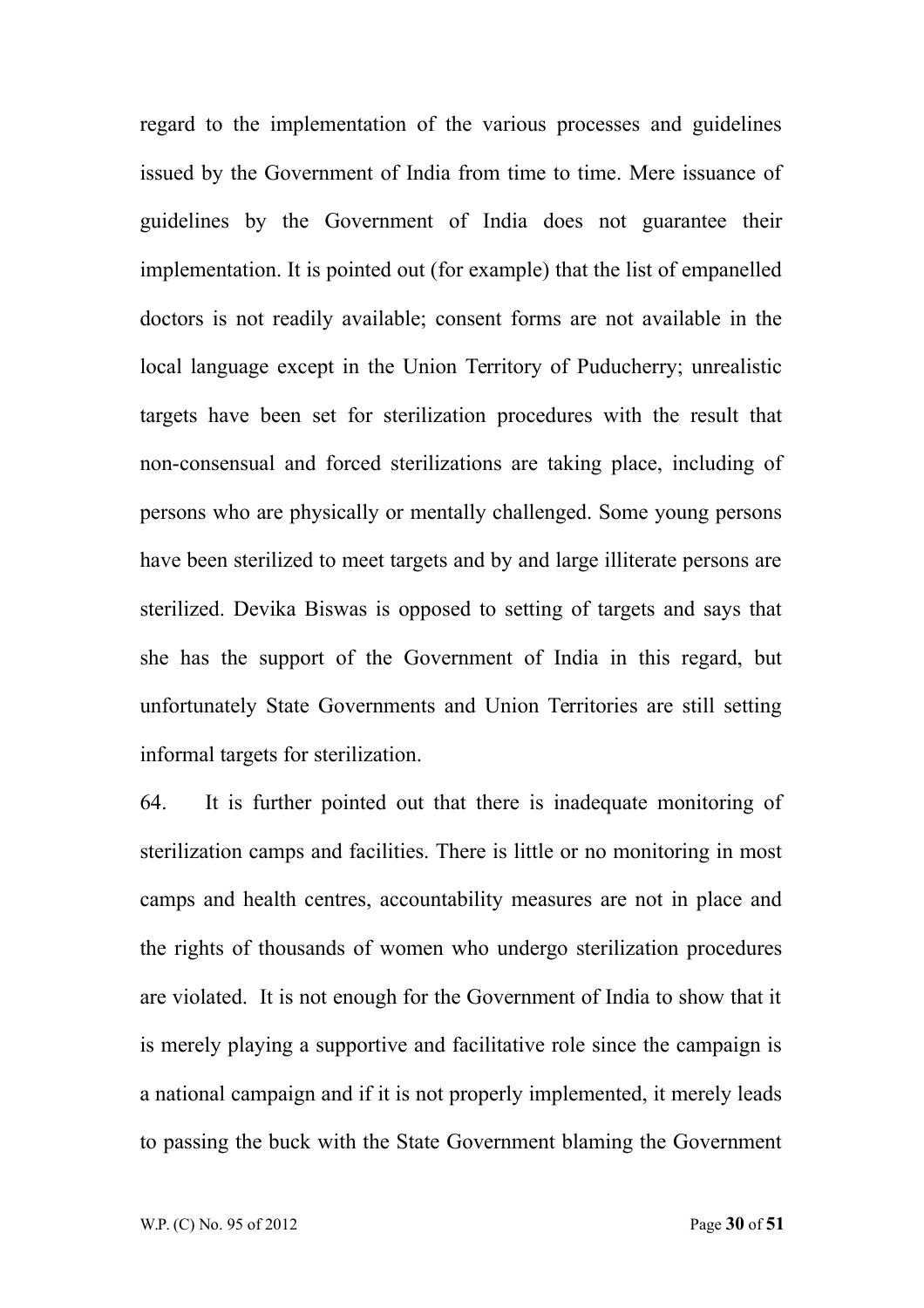regard to the implementation of the various processes and guidelines issued by the Government of India from time to time. Mere issuance of guidelines by the Government of India does not guarantee their implementation. It is pointed out (for example) that the list of empanelled doctors is not readily available; consent forms are not available in the local language except in the Union Territory of Puducherry; unrealistic targets have been set for sterilization procedures with the result that non-consensual and forced sterilizations are taking place, including of persons who are physically or mentally challenged. Some young persons have been sterilized to meet targets and by and large illiterate persons are sterilized. Devika Biswas is opposed to setting of targets and says that she has the support of the Government of India in this regard, but unfortunately State Governments and Union Territories are still setting informal targets for sterilization.

64. It is further pointed out that there is inadequate monitoring of sterilization camps and facilities. There is little or no monitoring in most camps and health centres, accountability measures are not in place and the rights of thousands of women who undergo sterilization procedures are violated. It is not enough for the Government of India to show that it is merely playing a supportive and facilitative role since the campaign is a national campaign and if it is not properly implemented, it merely leads to passing the buck with the State Government blaming the Government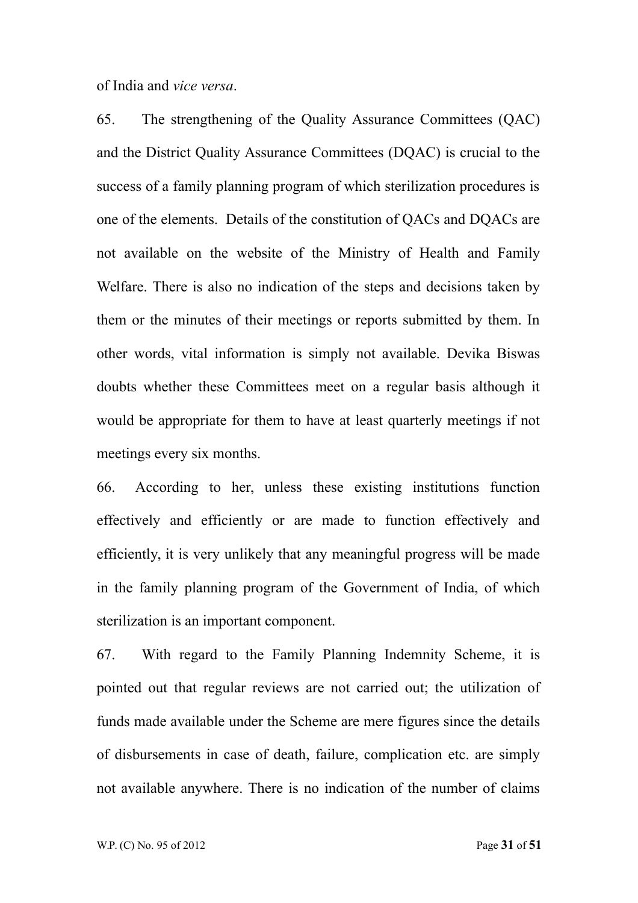of India and *vice versa*.

65. The strengthening of the Quality Assurance Committees (QAC) and the District Quality Assurance Committees (DQAC) is crucial to the success of a family planning program of which sterilization procedures is one of the elements. Details of the constitution of QACs and DQACs are not available on the website of the Ministry of Health and Family Welfare. There is also no indication of the steps and decisions taken by them or the minutes of their meetings or reports submitted by them. In other words, vital information is simply not available. Devika Biswas doubts whether these Committees meet on a regular basis although it would be appropriate for them to have at least quarterly meetings if not meetings every six months.

66. According to her, unless these existing institutions function effectively and efficiently or are made to function effectively and efficiently, it is very unlikely that any meaningful progress will be made in the family planning program of the Government of India, of which sterilization is an important component.

67. With regard to the Family Planning Indemnity Scheme, it is pointed out that regular reviews are not carried out; the utilization of funds made available under the Scheme are mere figures since the details of disbursements in case of death, failure, complication etc. are simply not available anywhere. There is no indication of the number of claims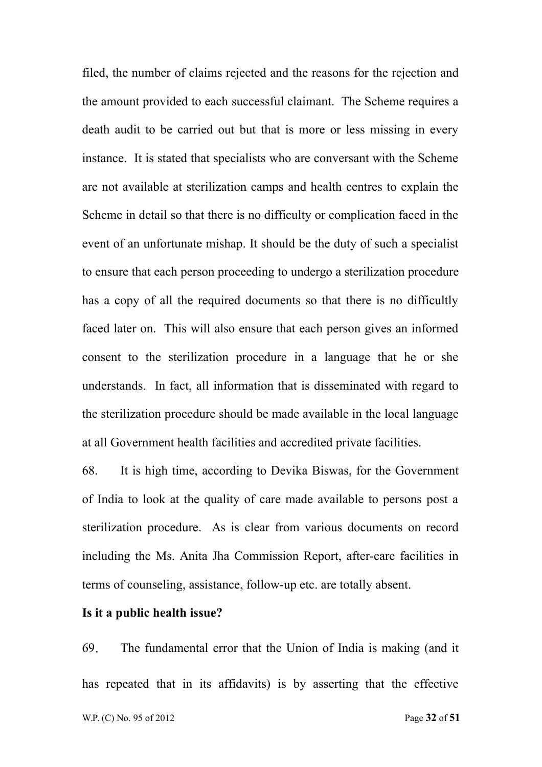filed, the number of claims rejected and the reasons for the rejection and the amount provided to each successful claimant. The Scheme requires a death audit to be carried out but that is more or less missing in every instance. It is stated that specialists who are conversant with the Scheme are not available at sterilization camps and health centres to explain the Scheme in detail so that there is no difficulty or complication faced in the event of an unfortunate mishap. It should be the duty of such a specialist to ensure that each person proceeding to undergo a sterilization procedure has a copy of all the required documents so that there is no difficultly faced later on. This will also ensure that each person gives an informed consent to the sterilization procedure in a language that he or she understands. In fact, all information that is disseminated with regard to the sterilization procedure should be made available in the local language at all Government health facilities and accredited private facilities.

68. It is high time, according to Devika Biswas, for the Government of India to look at the quality of care made available to persons post a sterilization procedure. As is clear from various documents on record including the Ms. Anita Jha Commission Report, after-care facilities in terms of counseling, assistance, follow-up etc. are totally absent.

**Is it a public health issue?**

69. The fundamental error that the Union of India is making (and it has repeated that in its affidavits) is by asserting that the effective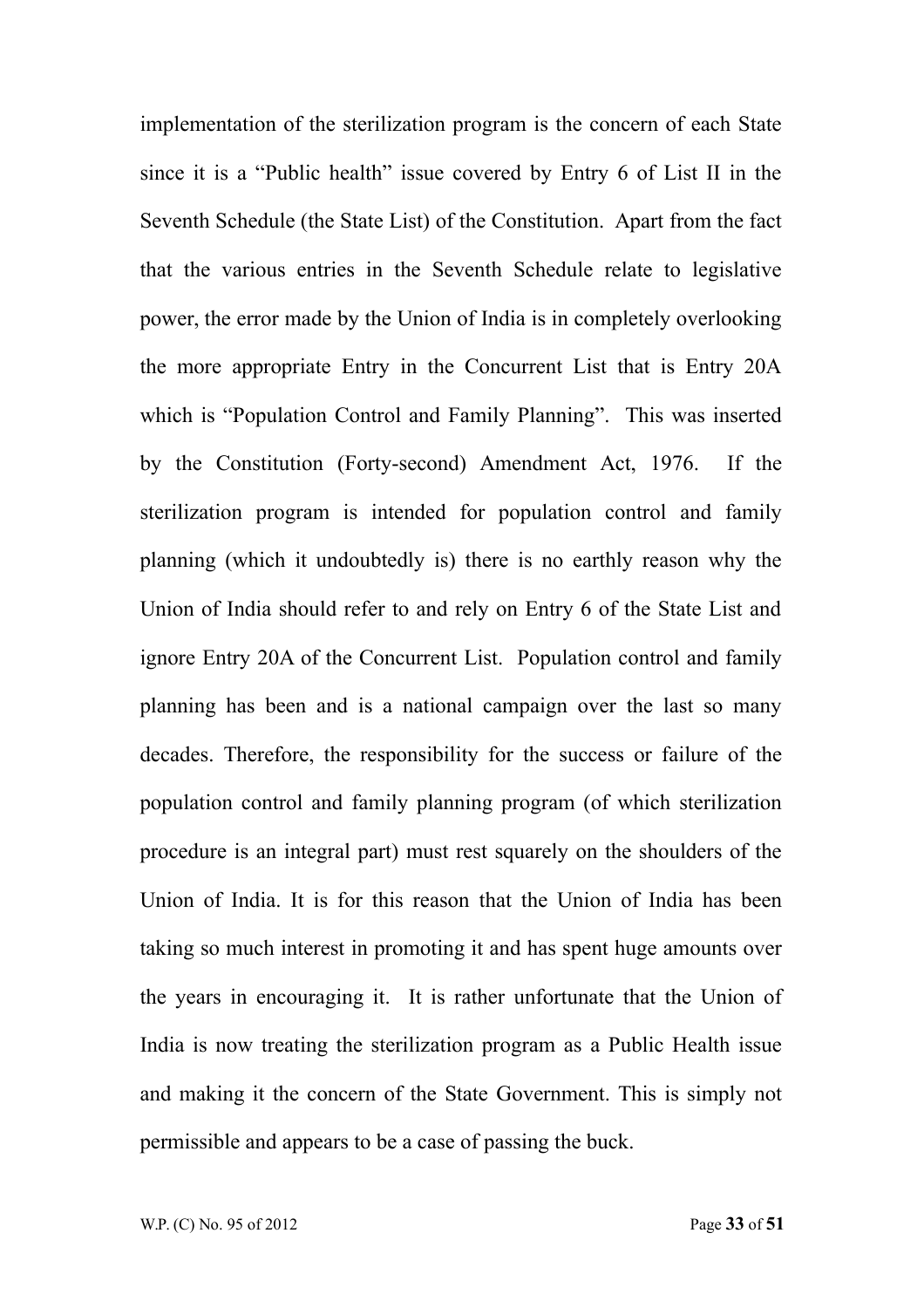implementation of the sterilization program is the concern of each State since it is a "Public health" issue covered by Entry 6 of List II in the Seventh Schedule (the State List) of the Constitution. Apart from the fact that the various entries in the Seventh Schedule relate to legislative power, the error made by the Union of India is in completely overlooking the more appropriate Entry in the Concurrent List that is Entry 20A which is "Population Control and Family Planning". This was inserted by the Constitution (Forty-second) Amendment Act, 1976. If the sterilization program is intended for population control and family planning (which it undoubtedly is) there is no earthly reason why the Union of India should refer to and rely on Entry 6 of the State List and ignore Entry 20A of the Concurrent List. Population control and family planning has been and is a national campaign over the last so many decades. Therefore, the responsibility for the success or failure of the population control and family planning program (of which sterilization procedure is an integral part) must rest squarely on the shoulders of the Union of India. It is for this reason that the Union of India has been taking so much interest in promoting it and has spent huge amounts over the years in encouraging it. It is rather unfortunate that the Union of India is now treating the sterilization program as a Public Health issue and making it the concern of the State Government. This is simply not permissible and appears to be a case of passing the buck.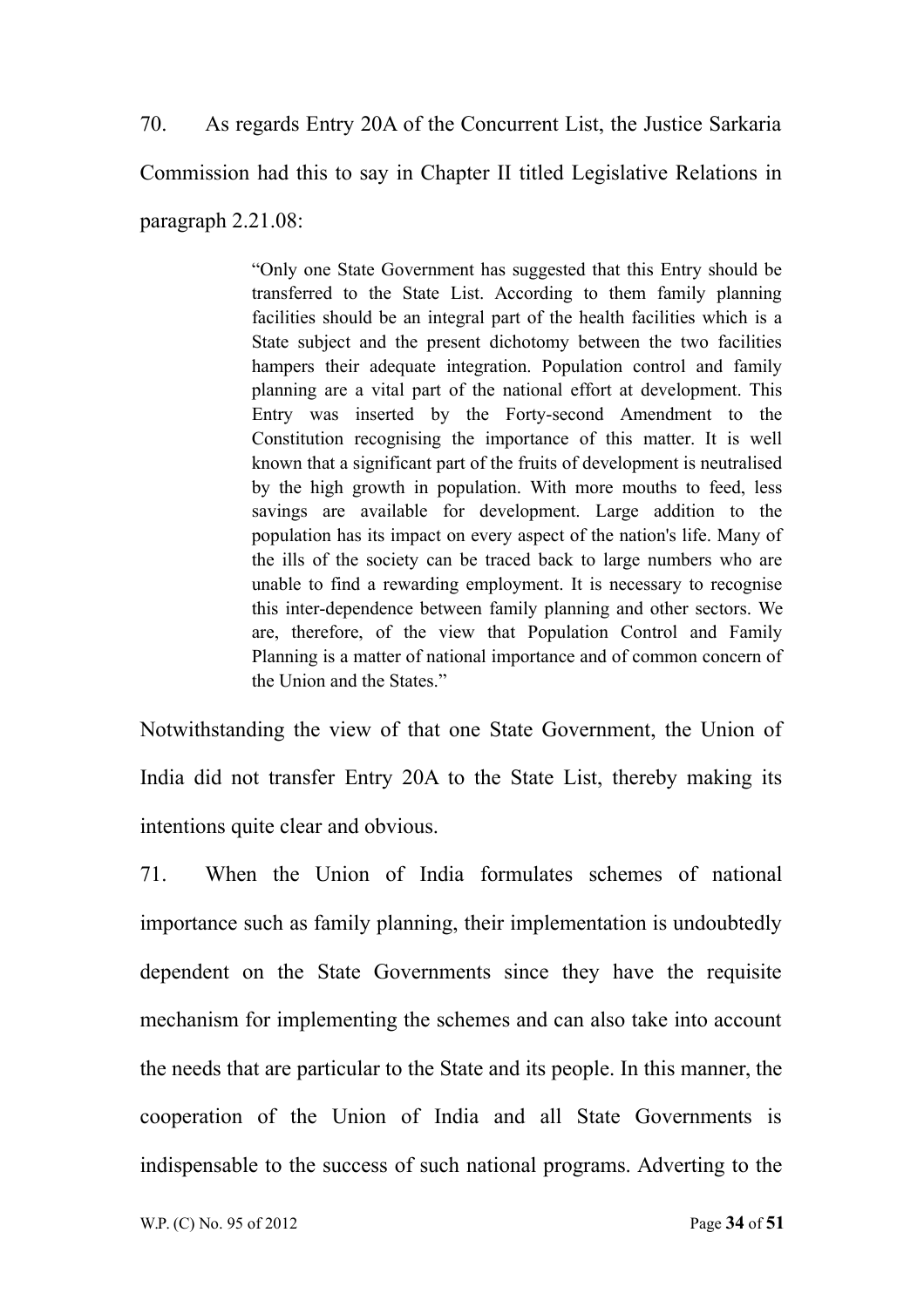70. As regards Entry 20A of the Concurrent List, the Justice Sarkaria Commission had this to say in Chapter II titled Legislative Relations in paragraph 2.21.08:

> "Only one State Government has suggested that this Entry should be transferred to the State List. According to them family planning facilities should be an integral part of the health facilities which is a State subject and the present dichotomy between the two facilities hampers their adequate integration. Population control and family planning are a vital part of the national effort at development. This Entry was inserted by the Forty-second Amendment to the Constitution recognising the importance of this matter. It is well known that a significant part of the fruits of development is neutralised by the high growth in population. With more mouths to feed, less savings are available for development. Large addition to the population has its impact on every aspect of the nation's life. Many of the ills of the society can be traced back to large numbers who are unable to find a rewarding employment. It is necessary to recognise this inter-dependence between family planning and other sectors. We are, therefore, of the view that Population Control and Family Planning is a matter of national importance and of common concern of the Union and the States."

Notwithstanding the view of that one State Government, the Union of India did not transfer Entry 20A to the State List, thereby making its intentions quite clear and obvious.

71. When the Union of India formulates schemes of national importance such as family planning, their implementation is undoubtedly dependent on the State Governments since they have the requisite mechanism for implementing the schemes and can also take into account the needs that are particular to the State and its people. In this manner, the cooperation of the Union of India and all State Governments is indispensable to the success of such national programs. Adverting to the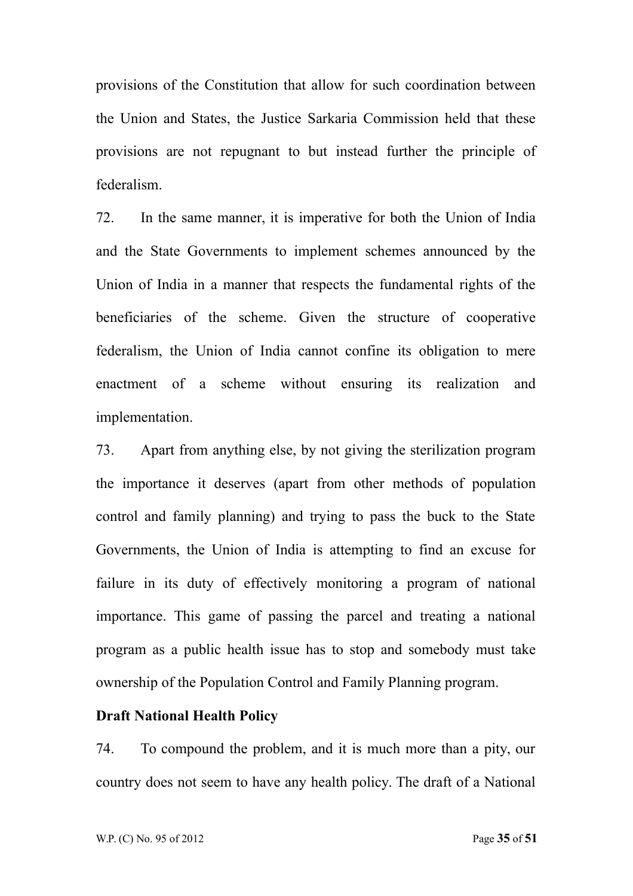provisions of the Constitution that allow for such coordination between the Union and States, the Justice Sarkaria Commission held that these provisions are not repugnant to but instead further the principle of federalism.

72. In the same manner, it is imperative for both the Union of India and the State Governments to implement schemes announced by the Union of India in a manner that respects the fundamental rights of the beneficiaries of the scheme. Given the structure of cooperative federalism, the Union of India cannot confine its obligation to mere enactment of a scheme without ensuring its realization and implementation.

73. Apart from anything else, by not giving the sterilization program the importance it deserves (apart from other methods of population control and family planning) and trying to pass the buck to the State Governments, the Union of India is attempting to find an excuse for failure in its duty of effectively monitoring a program of national importance. This game of passing the parcel and treating a national program as a public health issue has to stop and somebody must take ownership of the Population Control and Family Planning program.

**Draft National Health Policy**

74. To compound the problem, and it is much more than a pity, our country does not seem to have any health policy. The draft of a National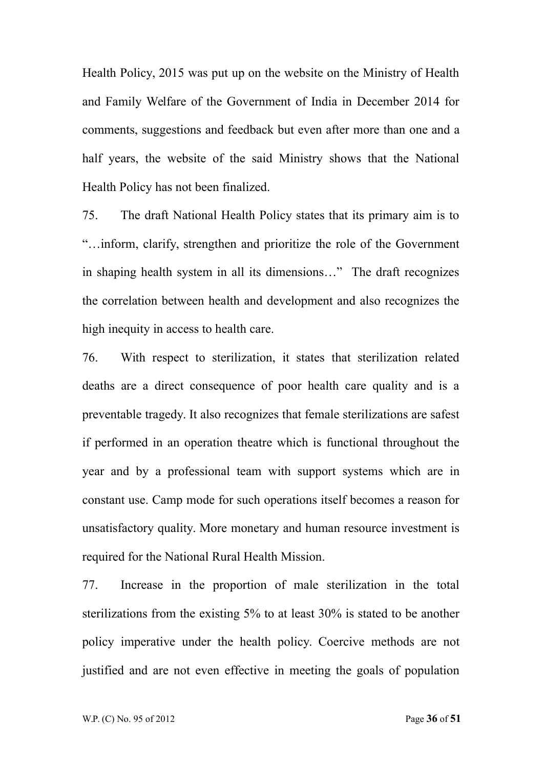Health Policy, 2015 was put up on the website on the Ministry of Health and Family Welfare of the Government of India in December 2014 for comments, suggestions and feedback but even after more than one and a half years, the website of the said Ministry shows that the National Health Policy has not been finalized.

75. The draft National Health Policy states that its primary aim is to "…inform, clarify, strengthen and prioritize the role of the Government in shaping health system in all its dimensions…" The draft recognizes the correlation between health and development and also recognizes the high inequity in access to health care.

76. With respect to sterilization, it states that sterilization related deaths are a direct consequence of poor health care quality and is a preventable tragedy. It also recognizes that female sterilizations are safest if performed in an operation theatre which is functional throughout the year and by a professional team with support systems which are in constant use. Camp mode for such operations itself becomes a reason for unsatisfactory quality. More monetary and human resource investment is required for the National Rural Health Mission.

77. Increase in the proportion of male sterilization in the total sterilizations from the existing 5% to at least 30% is stated to be another policy imperative under the health policy. Coercive methods are not justified and are not even effective in meeting the goals of population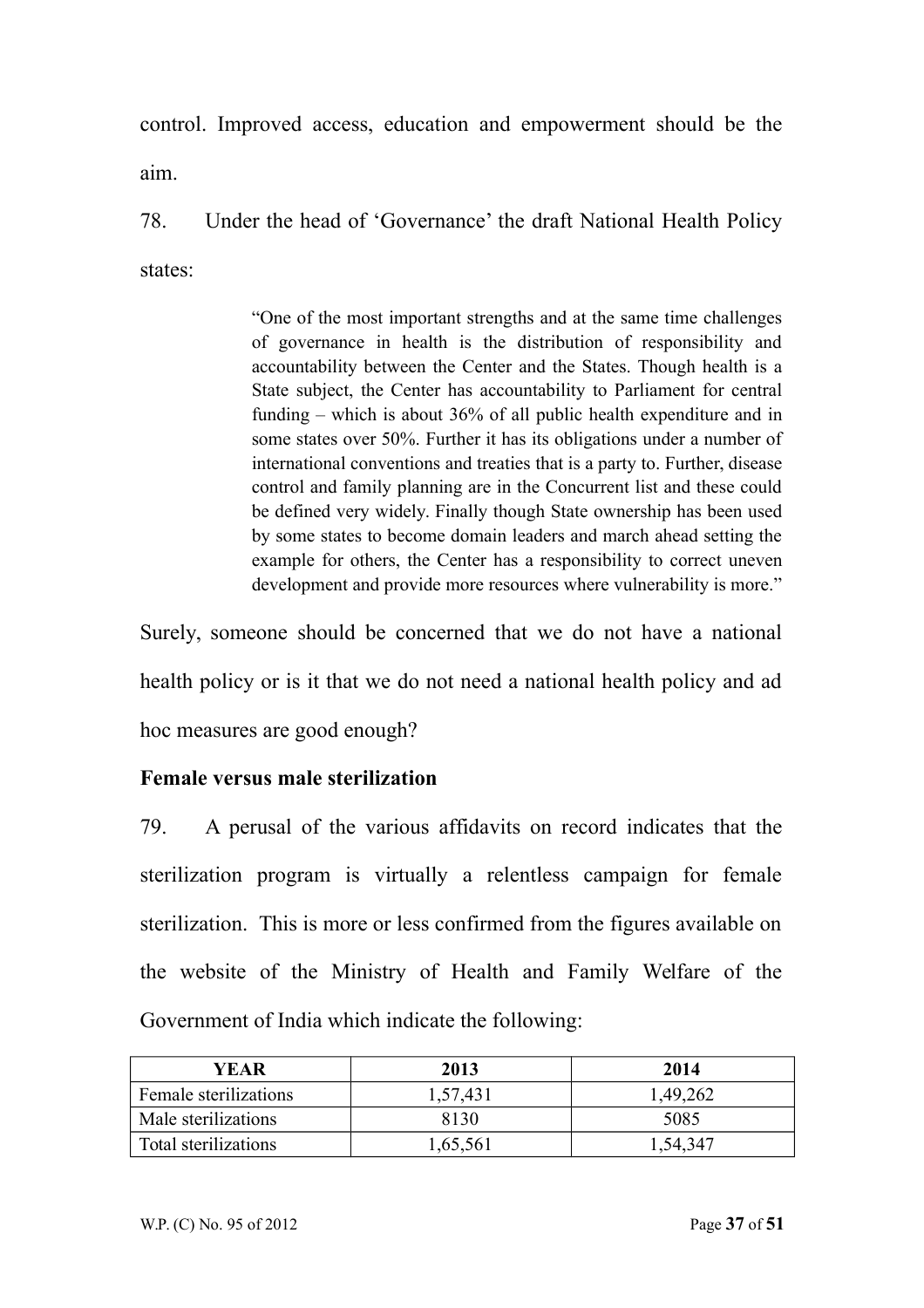control. Improved access, education and empowerment should be the aim.

78. Under the head of 'Governance' the draft National Health Policy states:

> "One of the most important strengths and at the same time challenges of governance in health is the distribution of responsibility and accountability between the Center and the States. Though health is a State subject, the Center has accountability to Parliament for central funding – which is about 36% of all public health expenditure and in some states over 50%. Further it has its obligations under a number of international conventions and treaties that is a party to. Further, disease control and family planning are in the Concurrent list and these could be defined very widely. Finally though State ownership has been used by some states to become domain leaders and march ahead setting the example for others, the Center has a responsibility to correct uneven development and provide more resources where vulnerability is more."

Surely, someone should be concerned that we do not have a national health policy or is it that we do not need a national health policy and ad hoc measures are good enough?

**Female versus male sterilization**

79. A perusal of the various affidavits on record indicates that the sterilization program is virtually a relentless campaign for female sterilization. This is more or less confirmed from the figures available on the website of the Ministry of Health and Family Welfare of the Government of India which indicate the following:

| YEAR | 2013 | 2014 |
|---|---|---|
| Female sterilizations | 1,57,431 | 1,49,262 |
| Male sterilizations | 8130 | 5085 |
| Total sterilizations | 1,65,561 | 1,54,347 |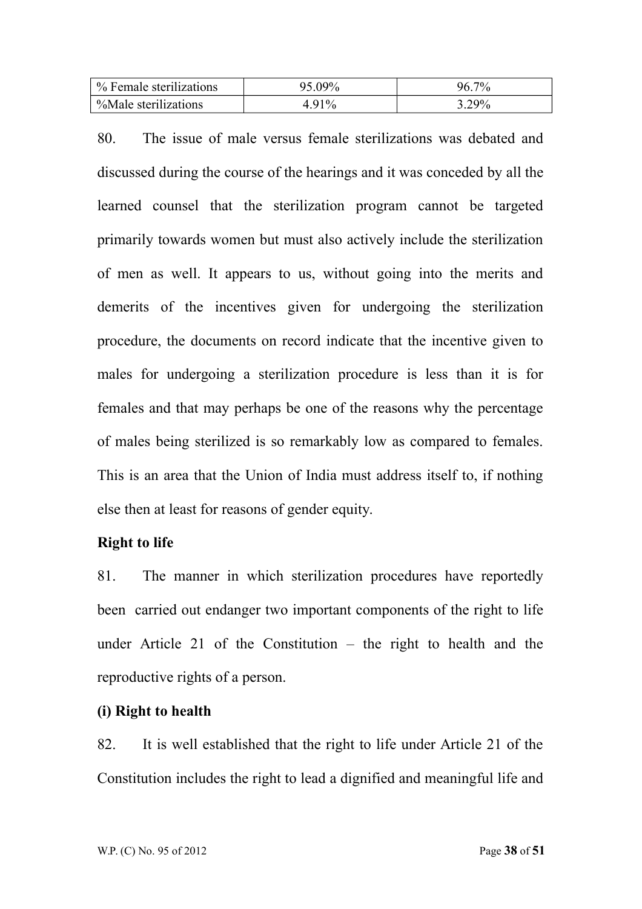| % Female sterilizations | 95.09% | 96.7% |
|---|---|---|
| %Male sterilizations | 4.91% | 3.29% |

80. The issue of male versus female sterilizations was debated and discussed during the course of the hearings and it was conceded by all the learned counsel that the sterilization program cannot be targeted primarily towards women but must also actively include the sterilization of men as well. It appears to us, without going into the merits and demerits of the incentives given for undergoing the sterilization procedure, the documents on record indicate that the incentive given to males for undergoing a sterilization procedure is less than it is for females and that may perhaps be one of the reasons why the percentage of males being sterilized is so remarkably low as compared to females. This is an area that the Union of India must address itself to, if nothing else then at least for reasons of gender equity.

**Right to life**

81. The manner in which sterilization procedures have reportedly been carried out endanger two important components of the right to life under Article 21 of the Constitution – the right to health and the reproductive rights of a person.

**(i) Right to health**

82. It is well established that the right to life under Article 21 of the Constitution includes the right to lead a dignified and meaningful life and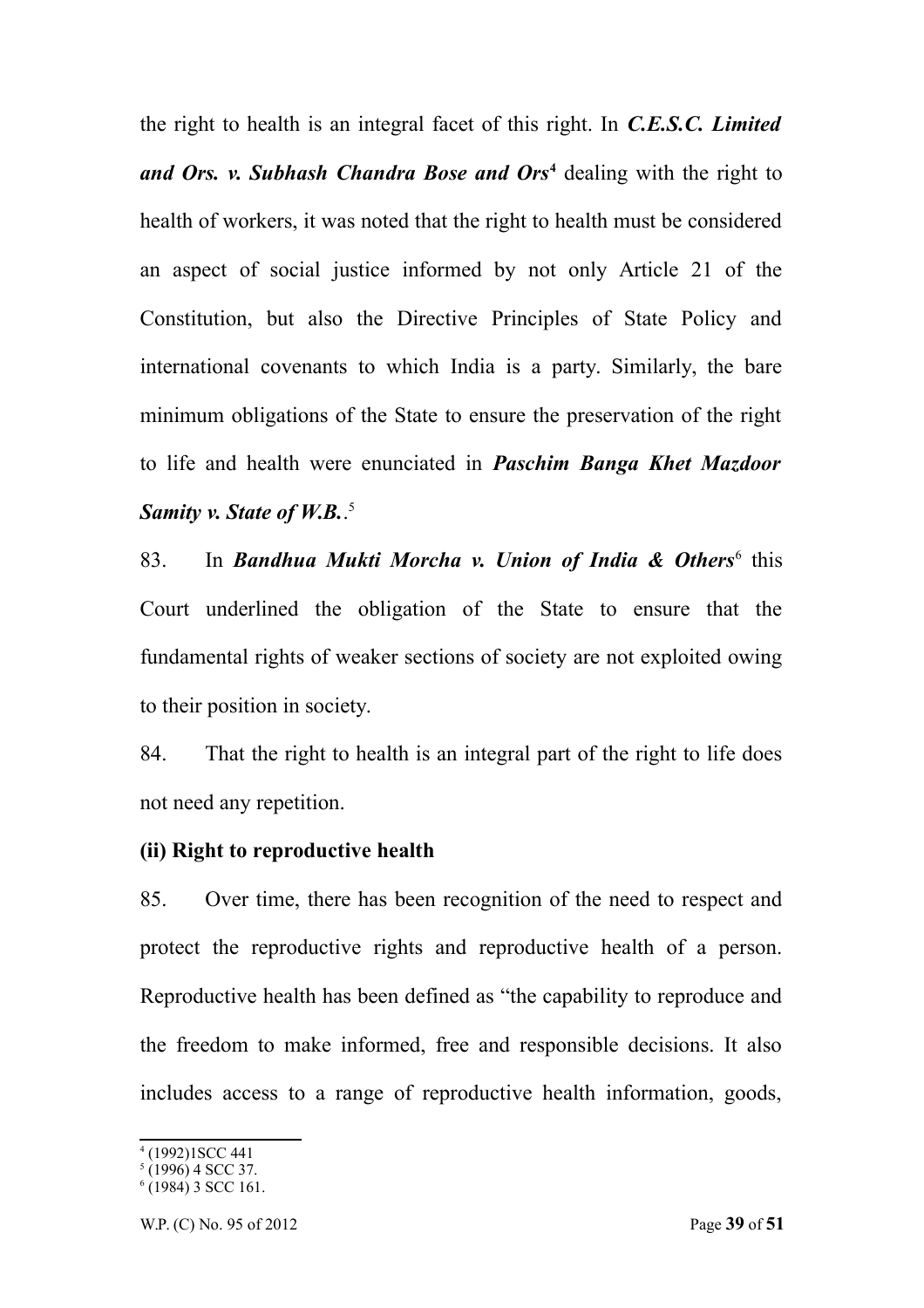the right to health is an integral facet of this right. In ***C.E.S.C. Limited and Ors. v. Subhash Chandra Bose and Ors***[4] dealing with the right to health of workers, it was noted that the right to health must be considered an aspect of social justice informed by not only Article 21 of the Constitution, but also the Directive Principles of State Policy and international covenants to which India is a party. Similarly, the bare minimum obligations of the State to ensure the preservation of the right to life and health were enunciated in ***Paschim Banga Khet Mazdoor Samity v. State of W.B.***.[5]

83. In ***Bandhua Mukti Morcha v. Union of India & Others***[6] this Court underlined the obligation of the State to ensure that the fundamental rights of weaker sections of society are not exploited owing to their position in society.

84. That the right to health is an integral part of the right to life does not need any repetition.

**(ii) Right to reproductive health**

85. Over time, there has been recognition of the need to respect and protect the reproductive rights and reproductive health of a person. Reproductive health has been defined as "the capability to reproduce and the freedom to make informed, free and responsible decisions. It also includes access to a range of reproductive health information, goods,

---

[4] (1992)1SCC 441

[5] (1996) 4 SCC 37.

[6] (1984) 3 SCC 161.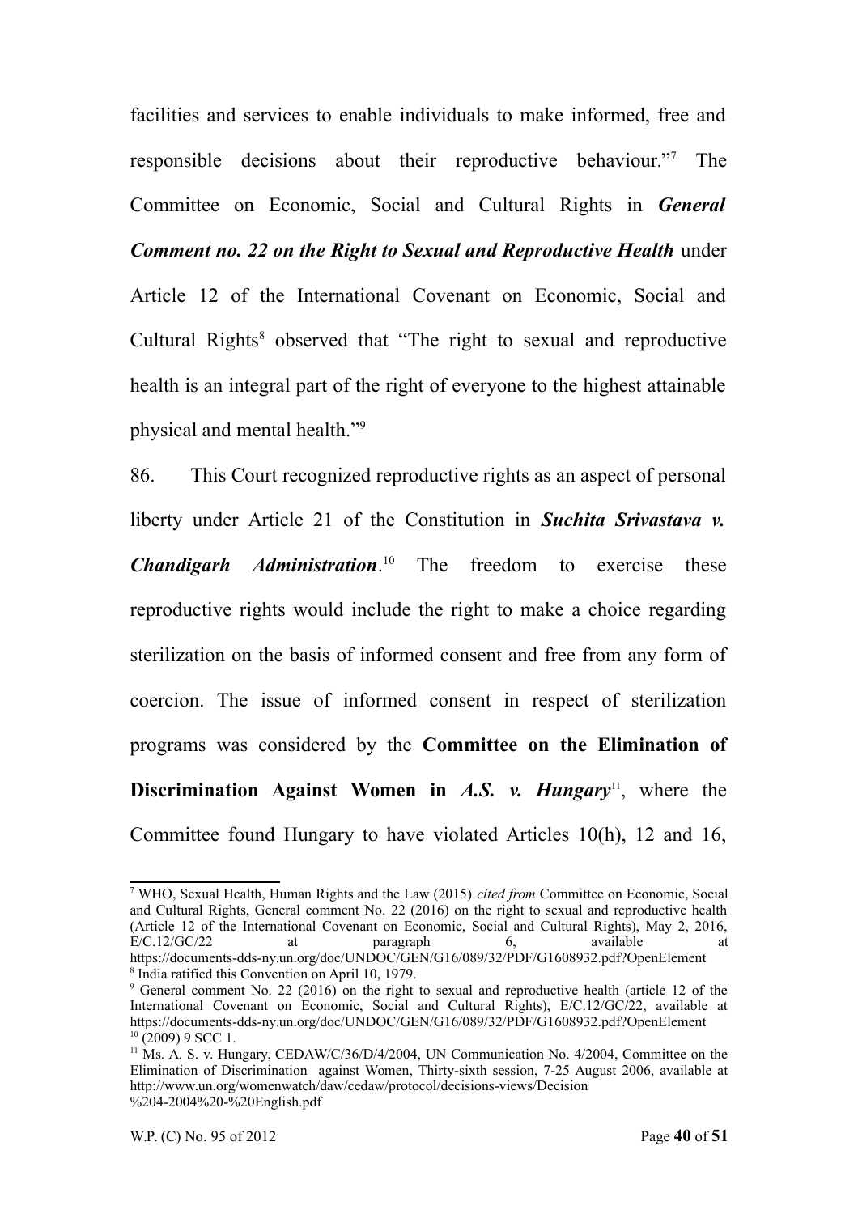facilities and services to enable individuals to make informed, free and responsible decisions about their reproductive behaviour."[7] The Committee on Economic, Social and Cultural Rights in ***General Comment no. 22 on the Right to Sexual and Reproductive Health*** under Article 12 of the International Covenant on Economic, Social and Cultural Rights[8] observed that "The right to sexual and reproductive health is an integral part of the right of everyone to the highest attainable physical and mental health."[9]

86. This Court recognized reproductive rights as an aspect of personal liberty under Article 21 of the Constitution in ***Suchita Srivastava v. Chandigarh Administration***.[10] The freedom to exercise these reproductive rights would include the right to make a choice regarding sterilization on the basis of informed consent and free from any form of coercion. The issue of informed consent in respect of sterilization programs was considered by the **Committee on the Elimination of Discrimination Against Women in *A.S. v. Hungary***[11], where the Committee found Hungary to have violated Articles 10(h), 12 and 16,

---

[7] WHO, Sexual Health, Human Rights and the Law (2015) *cited from* Committee on Economic, Social and Cultural Rights, General comment No. 22 (2016) on the right to sexual and reproductive health (Article 12 of the International Covenant on Economic, Social and Cultural Rights), May 2, 2016, E/C.12/GC/22 at paragraph 6, available at https://documents-dds-ny.un.org/doc/UNDOC/GEN/G16/089/32/PDF/G1608932.pdf?OpenElement

[8] India ratified this Convention on April 10, 1979.

[9] General comment No. 22 (2016) on the right to sexual and reproductive health (article 12 of the International Covenant on Economic, Social and Cultural Rights), E/C.12/GC/22, available at https://documents-dds-ny.un.org/doc/UNDOC/GEN/G16/089/32/PDF/G1608932.pdf?OpenElement

[10] (2009) 9 SCC 1.

[11] Ms. A. S. v. Hungary, CEDAW/C/36/D/4/2004, UN Communication No. 4/2004, Committee on the Elimination of Discrimination against Women, Thirty-sixth session, 7-25 August 2006, available at http://www.un.org/womenwatch/daw/cedaw/protocol/decisions-views/Decision%204-2004%20-%20English.pdf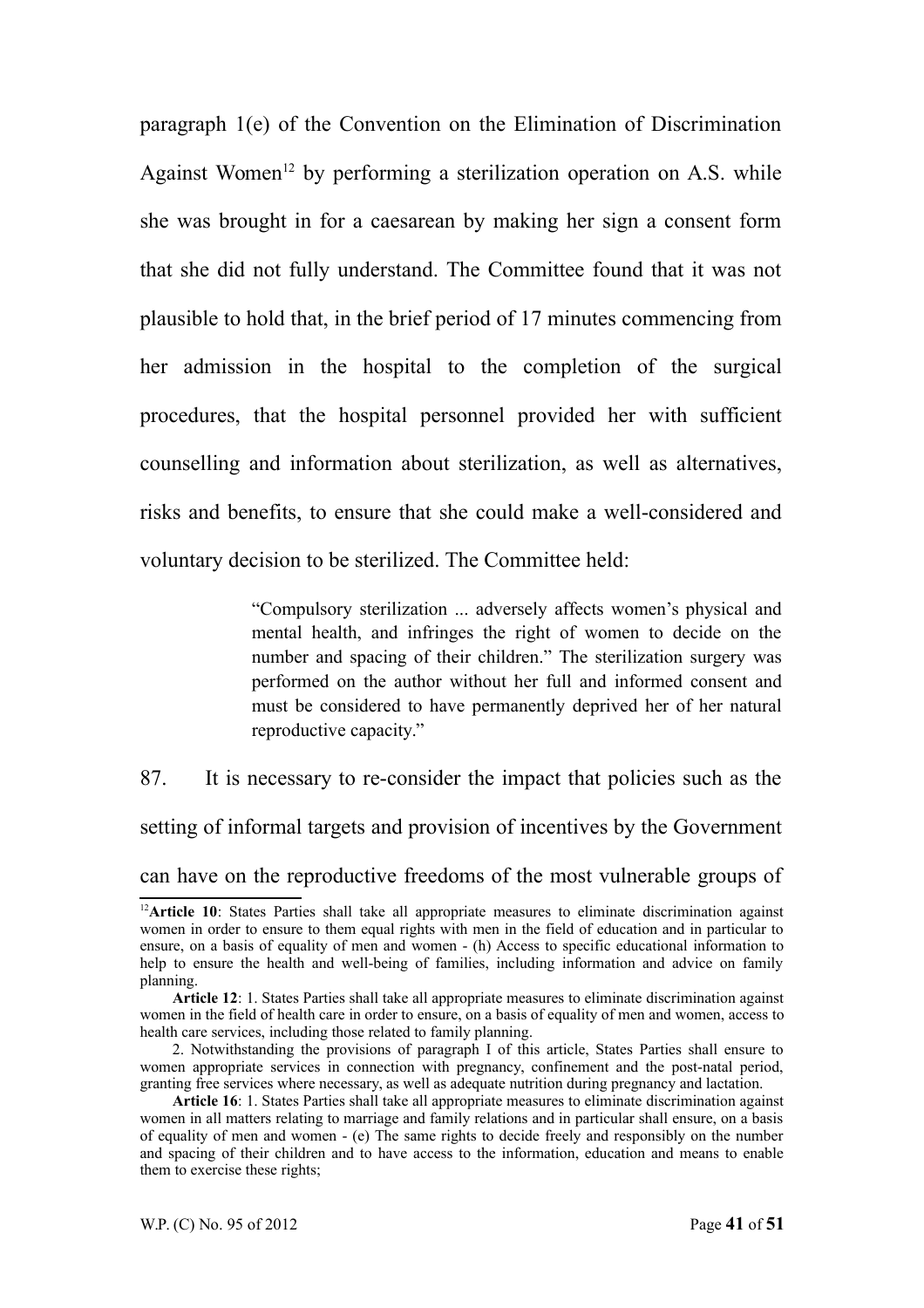paragraph 1(e) of the Convention on the Elimination of Discrimination Against Women[12] by performing a sterilization operation on A.S. while she was brought in for a caesarean by making her sign a consent form that she did not fully understand. The Committee found that it was not plausible to hold that, in the brief period of 17 minutes commencing from her admission in the hospital to the completion of the surgical procedures, that the hospital personnel provided her with sufficient counselling and information about sterilization, as well as alternatives, risks and benefits, to ensure that she could make a well-considered and voluntary decision to be sterilized. The Committee held:

> "Compulsory sterilization ... adversely affects women's physical and mental health, and infringes the right of women to decide on the number and spacing of their children." The sterilization surgery was performed on the author without her full and informed consent and must be considered to have permanently deprived her of her natural reproductive capacity."

87. It is necessary to re-consider the impact that policies such as the setting of informal targets and provision of incentives by the Government can have on the reproductive freedoms of the most vulnerable groups of

---

[12] **Article 10**: States Parties shall take all appropriate measures to eliminate discrimination against women in order to ensure to them equal rights with men in the field of education and in particular to ensure, on a basis of equality of men and women - (h) Access to specific educational information to help to ensure the health and well-being of families, including information and advice on family planning.

**Article 12**: 1. States Parties shall take all appropriate measures to eliminate discrimination against women in the field of health care in order to ensure, on a basis of equality of men and women, access to health care services, including those related to family planning.

2. Notwithstanding the provisions of paragraph I of this article, States Parties shall ensure to women appropriate services in connection with pregnancy, confinement and the post-natal period, granting free services where necessary, as well as adequate nutrition during pregnancy and lactation.

**Article 16**: 1. States Parties shall take all appropriate measures to eliminate discrimination against women in all matters relating to marriage and family relations and in particular shall ensure, on a basis of equality of men and women - (e) The same rights to decide freely and responsibly on the number and spacing of their children and to have access to the information, education and means to enable them to exercise these rights;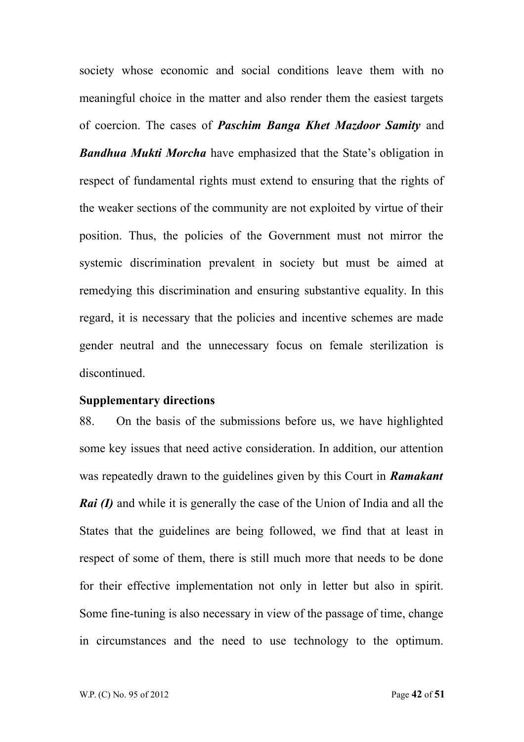society whose economic and social conditions leave them with no meaningful choice in the matter and also render them the easiest targets of coercion. The cases of ***Paschim Banga Khet Mazdoor Samity*** and ***Bandhua Mukti Morcha*** have emphasized that the State's obligation in respect of fundamental rights must extend to ensuring that the rights of the weaker sections of the community are not exploited by virtue of their position. Thus, the policies of the Government must not mirror the systemic discrimination prevalent in society but must be aimed at remedying this discrimination and ensuring substantive equality. In this regard, it is necessary that the policies and incentive schemes are made gender neutral and the unnecessary focus on female sterilization is discontinued.

**Supplementary directions**

88. On the basis of the submissions before us, we have highlighted some key issues that need active consideration. In addition, our attention was repeatedly drawn to the guidelines given by this Court in ***Ramakant Rai (I)*** and while it is generally the case of the Union of India and all the States that the guidelines are being followed, we find that at least in respect of some of them, there is still much more that needs to be done for their effective implementation not only in letter but also in spirit. Some fine-tuning is also necessary in view of the passage of time, change in circumstances and the need to use technology to the optimum.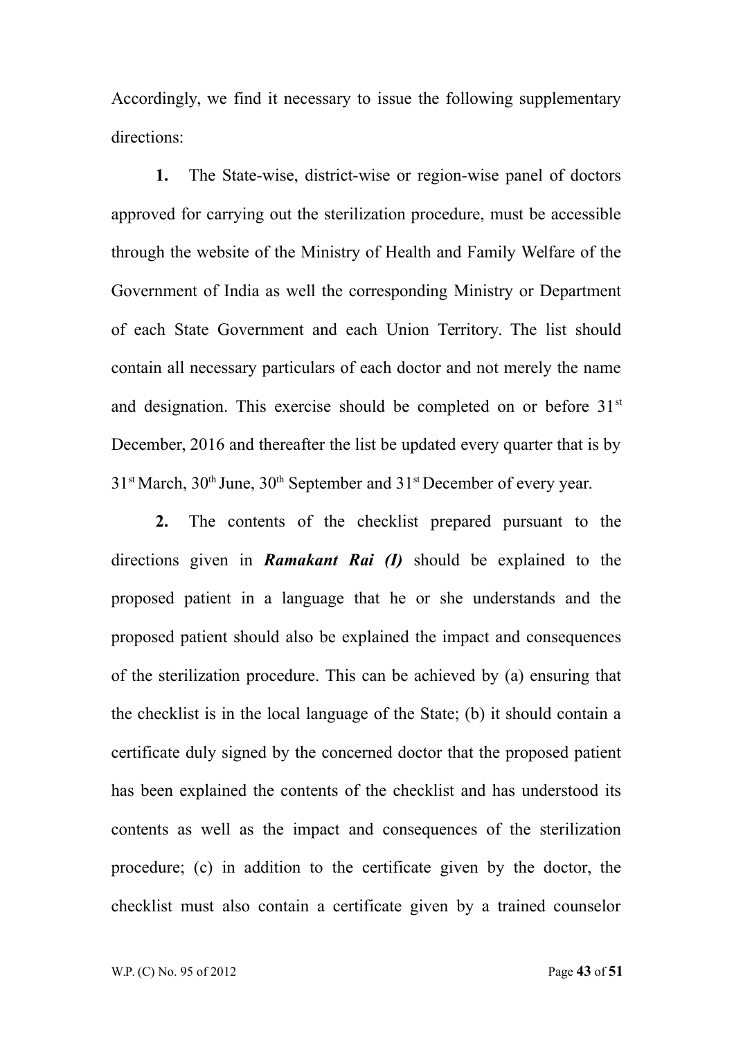Accordingly, we find it necessary to issue the following supplementary directions:

**1.** The State-wise, district-wise or region-wise panel of doctors approved for carrying out the sterilization procedure, must be accessible through the website of the Ministry of Health and Family Welfare of the Government of India as well the corresponding Ministry or Department of each State Government and each Union Territory. The list should contain all necessary particulars of each doctor and not merely the name and designation. This exercise should be completed on or before 31st December, 2016 and thereafter the list be updated every quarter that is by 31st March, 30th June, 30th September and 31st December of every year.

**2.** The contents of the checklist prepared pursuant to the directions given in ***Ramakant Rai (I)*** should be explained to the proposed patient in a language that he or she understands and the proposed patient should also be explained the impact and consequences of the sterilization procedure. This can be achieved by (a) ensuring that the checklist is in the local language of the State; (b) it should contain a certificate duly signed by the concerned doctor that the proposed patient has been explained the contents of the checklist and has understood its contents as well as the impact and consequences of the sterilization procedure; (c) in addition to the certificate given by the doctor, the checklist must also contain a certificate given by a trained counselor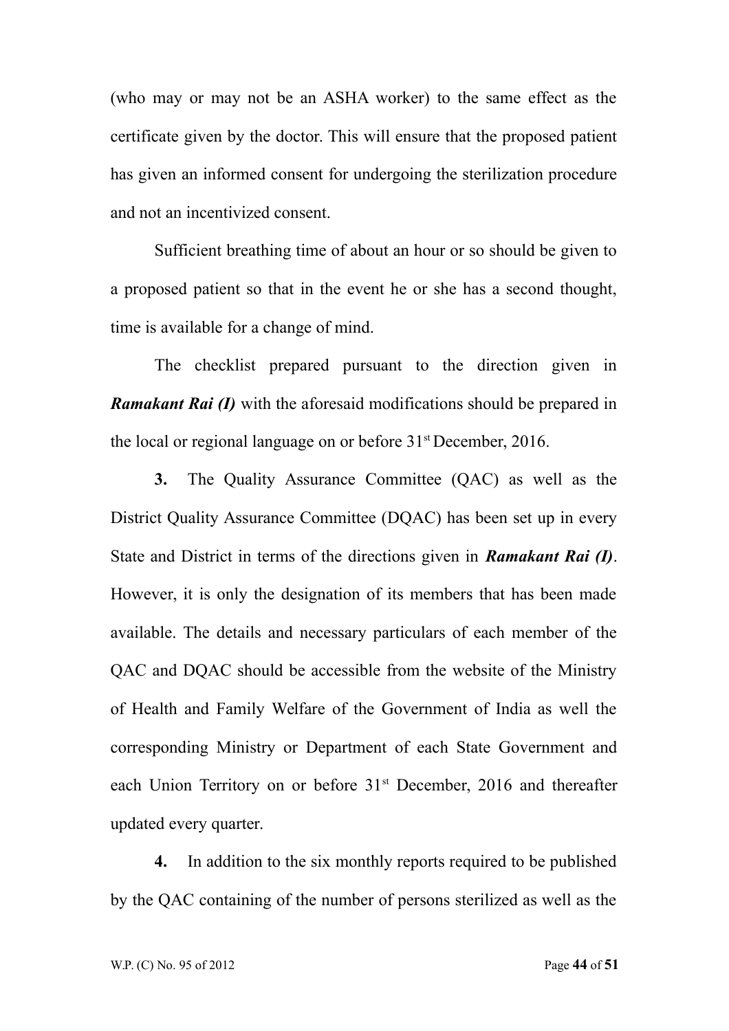(who may or may not be an ASHA worker) to the same effect as the certificate given by the doctor. This will ensure that the proposed patient has given an informed consent for undergoing the sterilization procedure and not an incentivized consent.

Sufficient breathing time of about an hour or so should be given to a proposed patient so that in the event he or she has a second thought, time is available for a change of mind.

The checklist prepared pursuant to the direction given in ***Ramakant Rai (I)*** with the aforesaid modifications should be prepared in the local or regional language on or before 31st December, 2016.

**3.** The Quality Assurance Committee (QAC) as well as the District Quality Assurance Committee (DQAC) has been set up in every State and District in terms of the directions given in ***Ramakant Rai (I)***. However, it is only the designation of its members that has been made available. The details and necessary particulars of each member of the QAC and DQAC should be accessible from the website of the Ministry of Health and Family Welfare of the Government of India as well the corresponding Ministry or Department of each State Government and each Union Territory on or before 31st December, 2016 and thereafter updated every quarter.

**4.** In addition to the six monthly reports required to be published by the QAC containing of the number of persons sterilized as well as the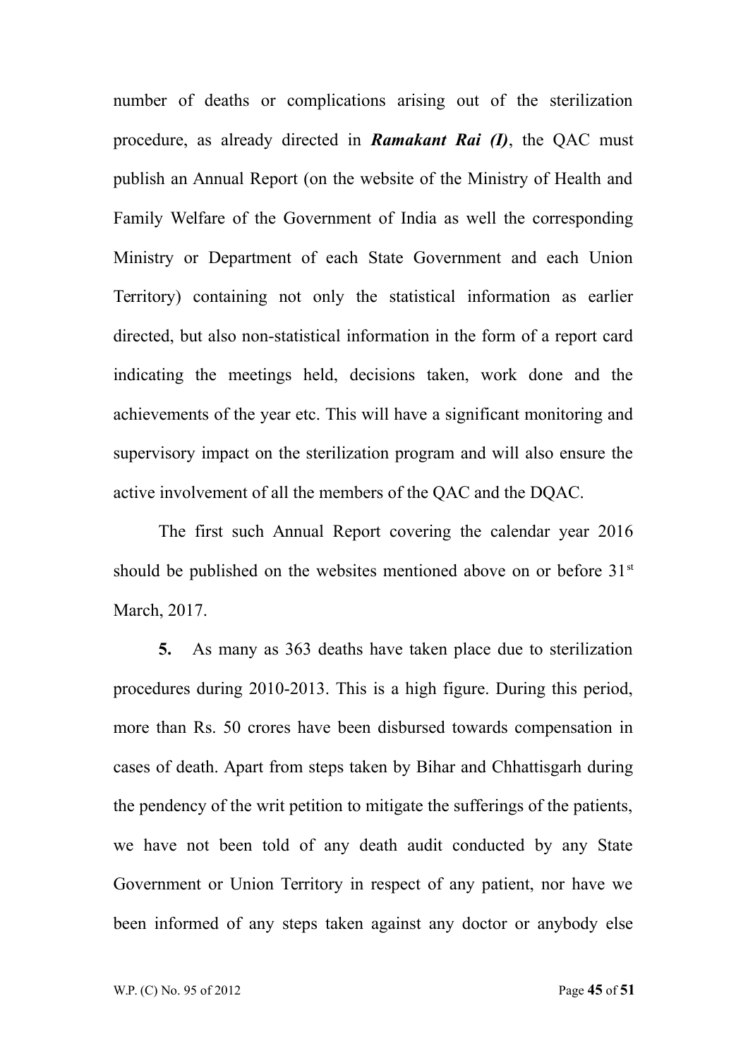number of deaths or complications arising out of the sterilization procedure, as already directed in ***Ramakant Rai (I)***, the QAC must publish an Annual Report (on the website of the Ministry of Health and Family Welfare of the Government of India as well the corresponding Ministry or Department of each State Government and each Union Territory) containing not only the statistical information as earlier directed, but also non-statistical information in the form of a report card indicating the meetings held, decisions taken, work done and the achievements of the year etc. This will have a significant monitoring and supervisory impact on the sterilization program and will also ensure the active involvement of all the members of the QAC and the DQAC.

The first such Annual Report covering the calendar year 2016 should be published on the websites mentioned above on or before 31st March, 2017.

**5.** As many as 363 deaths have taken place due to sterilization procedures during 2010-2013. This is a high figure. During this period, more than Rs. 50 crores have been disbursed towards compensation in cases of death. Apart from steps taken by Bihar and Chhattisgarh during the pendency of the writ petition to mitigate the sufferings of the patients, we have not been told of any death audit conducted by any State Government or Union Territory in respect of any patient, nor have we been informed of any steps taken against any doctor or anybody else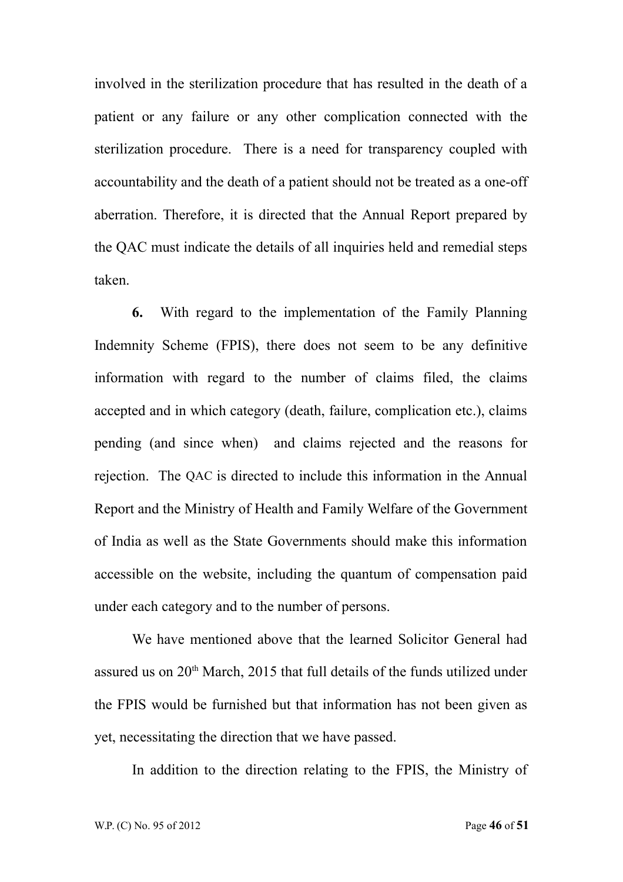involved in the sterilization procedure that has resulted in the death of a patient or any failure or any other complication connected with the sterilization procedure. There is a need for transparency coupled with accountability and the death of a patient should not be treated as a one-off aberration. Therefore, it is directed that the Annual Report prepared by the QAC must indicate the details of all inquiries held and remedial steps taken.

**6.** With regard to the implementation of the Family Planning Indemnity Scheme (FPIS), there does not seem to be any definitive information with regard to the number of claims filed, the claims accepted and in which category (death, failure, complication etc.), claims pending (and since when) and claims rejected and the reasons for rejection. The QAC is directed to include this information in the Annual Report and the Ministry of Health and Family Welfare of the Government of India as well as the State Governments should make this information accessible on the website, including the quantum of compensation paid under each category and to the number of persons.

We have mentioned above that the learned Solicitor General had assured us on 20th March, 2015 that full details of the funds utilized under the FPIS would be furnished but that information has not been given as yet, necessitating the direction that we have passed.

In addition to the direction relating to the FPIS, the Ministry of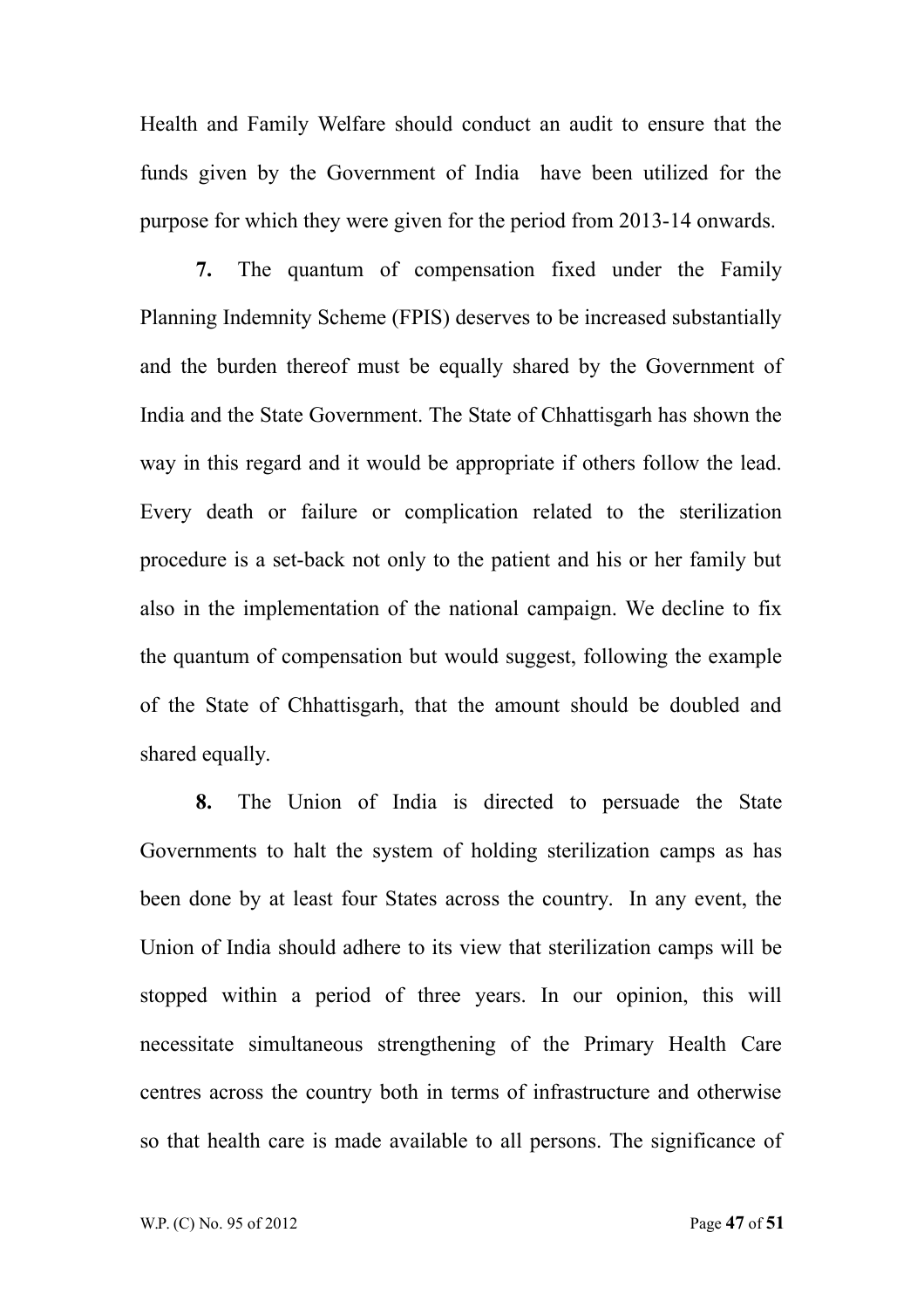Health and Family Welfare should conduct an audit to ensure that the funds given by the Government of India have been utilized for the purpose for which they were given for the period from 2013-14 onwards.

**7.** The quantum of compensation fixed under the Family Planning Indemnity Scheme (FPIS) deserves to be increased substantially and the burden thereof must be equally shared by the Government of India and the State Government. The State of Chhattisgarh has shown the way in this regard and it would be appropriate if others follow the lead. Every death or failure or complication related to the sterilization procedure is a set-back not only to the patient and his or her family but also in the implementation of the national campaign. We decline to fix the quantum of compensation but would suggest, following the example of the State of Chhattisgarh, that the amount should be doubled and shared equally.

**8.** The Union of India is directed to persuade the State Governments to halt the system of holding sterilization camps as has been done by at least four States across the country. In any event, the Union of India should adhere to its view that sterilization camps will be stopped within a period of three years. In our opinion, this will necessitate simultaneous strengthening of the Primary Health Care centres across the country both in terms of infrastructure and otherwise so that health care is made available to all persons. The significance of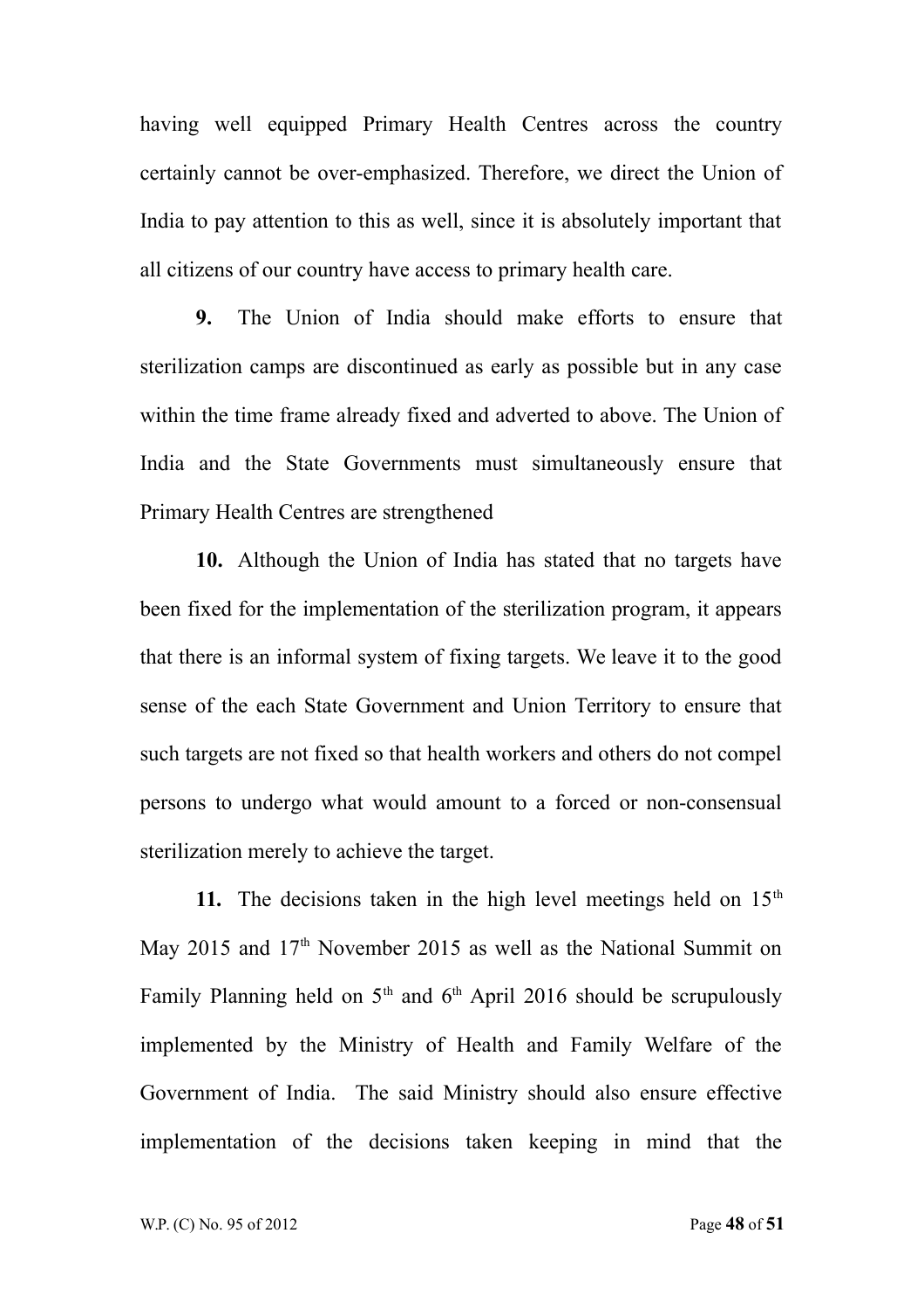having well equipped Primary Health Centres across the country certainly cannot be over-emphasized. Therefore, we direct the Union of India to pay attention to this as well, since it is absolutely important that all citizens of our country have access to primary health care.

**9.** The Union of India should make efforts to ensure that sterilization camps are discontinued as early as possible but in any case within the time frame already fixed and adverted to above. The Union of India and the State Governments must simultaneously ensure that Primary Health Centres are strengthened

**10.** Although the Union of India has stated that no targets have been fixed for the implementation of the sterilization program, it appears that there is an informal system of fixing targets. We leave it to the good sense of the each State Government and Union Territory to ensure that such targets are not fixed so that health workers and others do not compel persons to undergo what would amount to a forced or non-consensual sterilization merely to achieve the target.

**11.** The decisions taken in the high level meetings held on 15th May 2015 and 17th November 2015 as well as the National Summit on Family Planning held on 5th and 6th April 2016 should be scrupulously implemented by the Ministry of Health and Family Welfare of the Government of India. The said Ministry should also ensure effective implementation of the decisions taken keeping in mind that the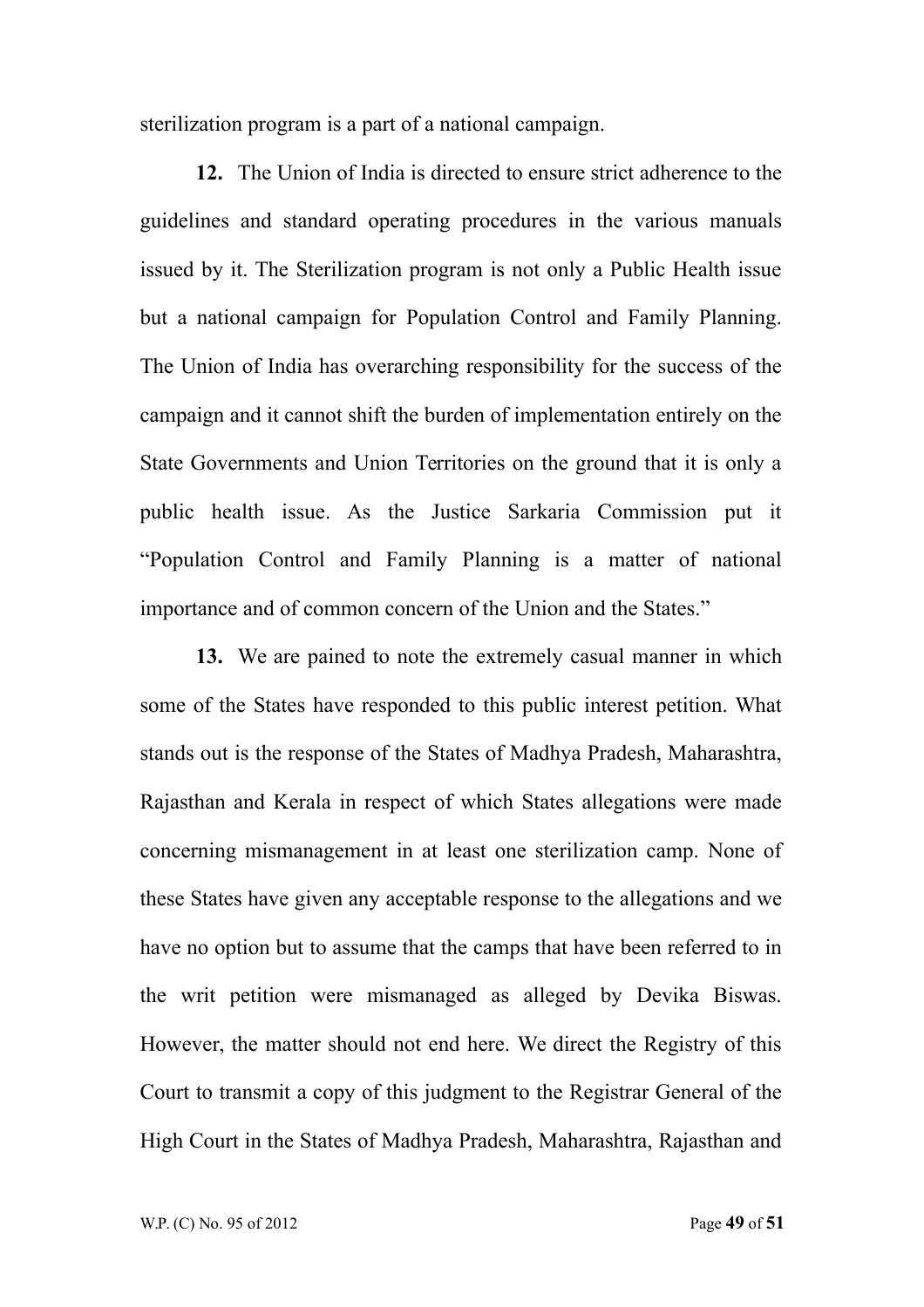sterilization program is a part of a national campaign.

**12.** The Union of India is directed to ensure strict adherence to the guidelines and standard operating procedures in the various manuals issued by it. The Sterilization program is not only a Public Health issue but a national campaign for Population Control and Family Planning. The Union of India has overarching responsibility for the success of the campaign and it cannot shift the burden of implementation entirely on the State Governments and Union Territories on the ground that it is only a public health issue. As the Justice Sarkaria Commission put it "Population Control and Family Planning is a matter of national importance and of common concern of the Union and the States."

**13.** We are pained to note the extremely casual manner in which some of the States have responded to this public interest petition. What stands out is the response of the States of Madhya Pradesh, Maharashtra, Rajasthan and Kerala in respect of which States allegations were made concerning mismanagement in at least one sterilization camp. None of these States have given any acceptable response to the allegations and we have no option but to assume that the camps that have been referred to in the writ petition were mismanaged as alleged by Devika Biswas. However, the matter should not end here. We direct the Registry of this Court to transmit a copy of this judgment to the Registrar General of the High Court in the States of Madhya Pradesh, Maharashtra, Rajasthan and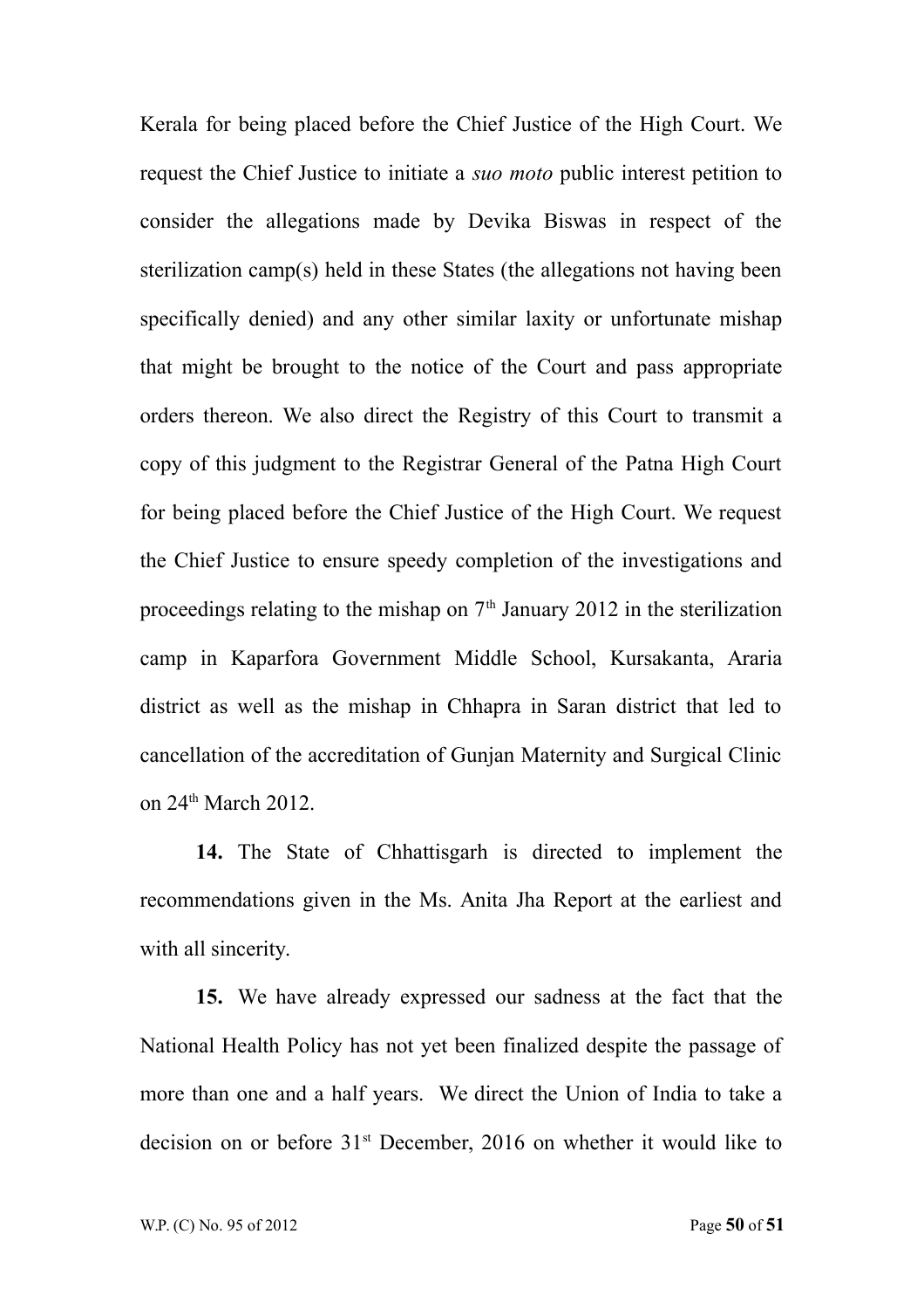Kerala for being placed before the Chief Justice of the High Court. We request the Chief Justice to initiate a *suo moto* public interest petition to consider the allegations made by Devika Biswas in respect of the sterilization camp(s) held in these States (the allegations not having been specifically denied) and any other similar laxity or unfortunate mishap that might be brought to the notice of the Court and pass appropriate orders thereon. We also direct the Registry of this Court to transmit a copy of this judgment to the Registrar General of the Patna High Court for being placed before the Chief Justice of the High Court. We request the Chief Justice to ensure speedy completion of the investigations and proceedings relating to the mishap on 7th January 2012 in the sterilization camp in Kaparfora Government Middle School, Kursakanta, Araria district as well as the mishap in Chhapra in Saran district that led to cancellation of the accreditation of Gunjan Maternity and Surgical Clinic on 24th March 2012.

**14.** The State of Chhattisgarh is directed to implement the recommendations given in the Ms. Anita Jha Report at the earliest and with all sincerity.

**15.** We have already expressed our sadness at the fact that the National Health Policy has not yet been finalized despite the passage of more than one and a half years. We direct the Union of India to take a decision on or before 31st December, 2016 on whether it would like to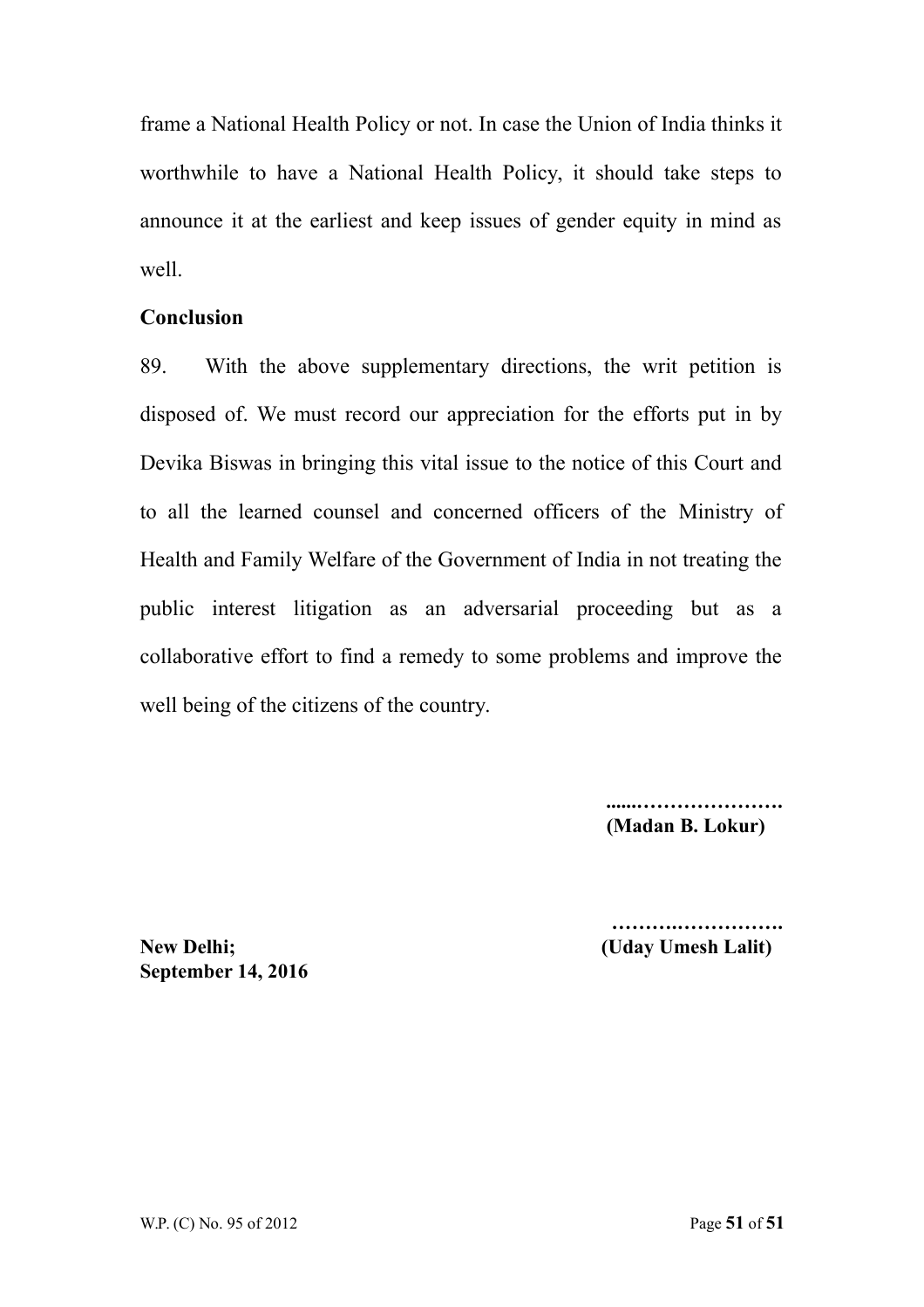frame a National Health Policy or not. In case the Union of India thinks it worthwhile to have a National Health Policy, it should take steps to announce it at the earliest and keep issues of gender equity in mind as well.

**Conclusion**

89. With the above supplementary directions, the writ petition is disposed of. We must record our appreciation for the efforts put in by Devika Biswas in bringing this vital issue to the notice of this Court and to all the learned counsel and concerned officers of the Ministry of Health and Family Welfare of the Government of India in not treating the public interest litigation as an adversarial proceeding but as a collaborative effort to find a remedy to some problems and improve the well being of the citizens of the country.

......………………….
**(Madan B. Lokur)**

……….…………….
**(Uday Umesh Lalit)**

**New Delhi;**
**September 14, 2016**